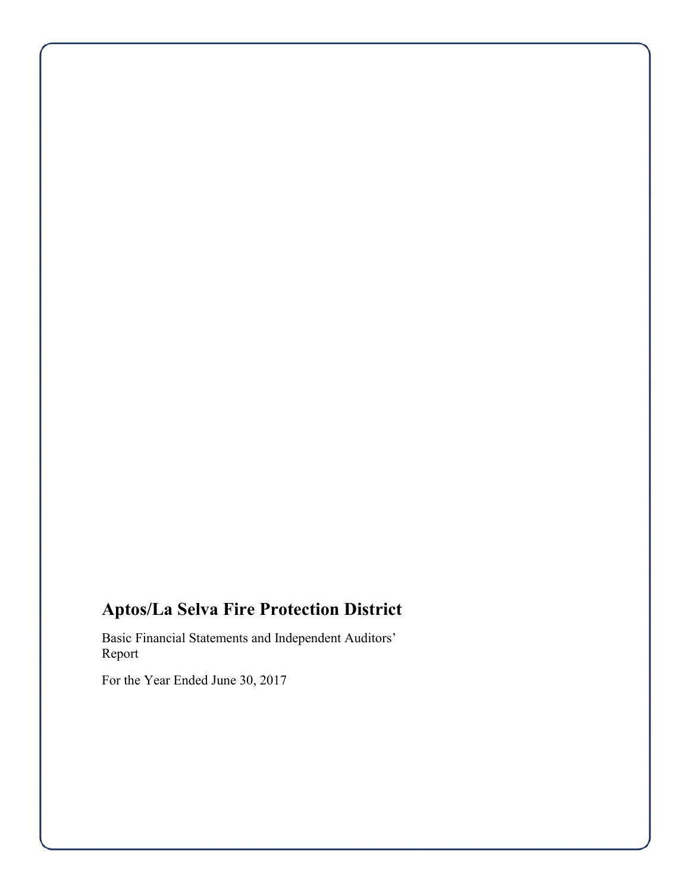# Aptos/La Selva Fire Protection District

Basic Financial Statements and Independent Auditors' Report

For the Year Ended June 30, 2017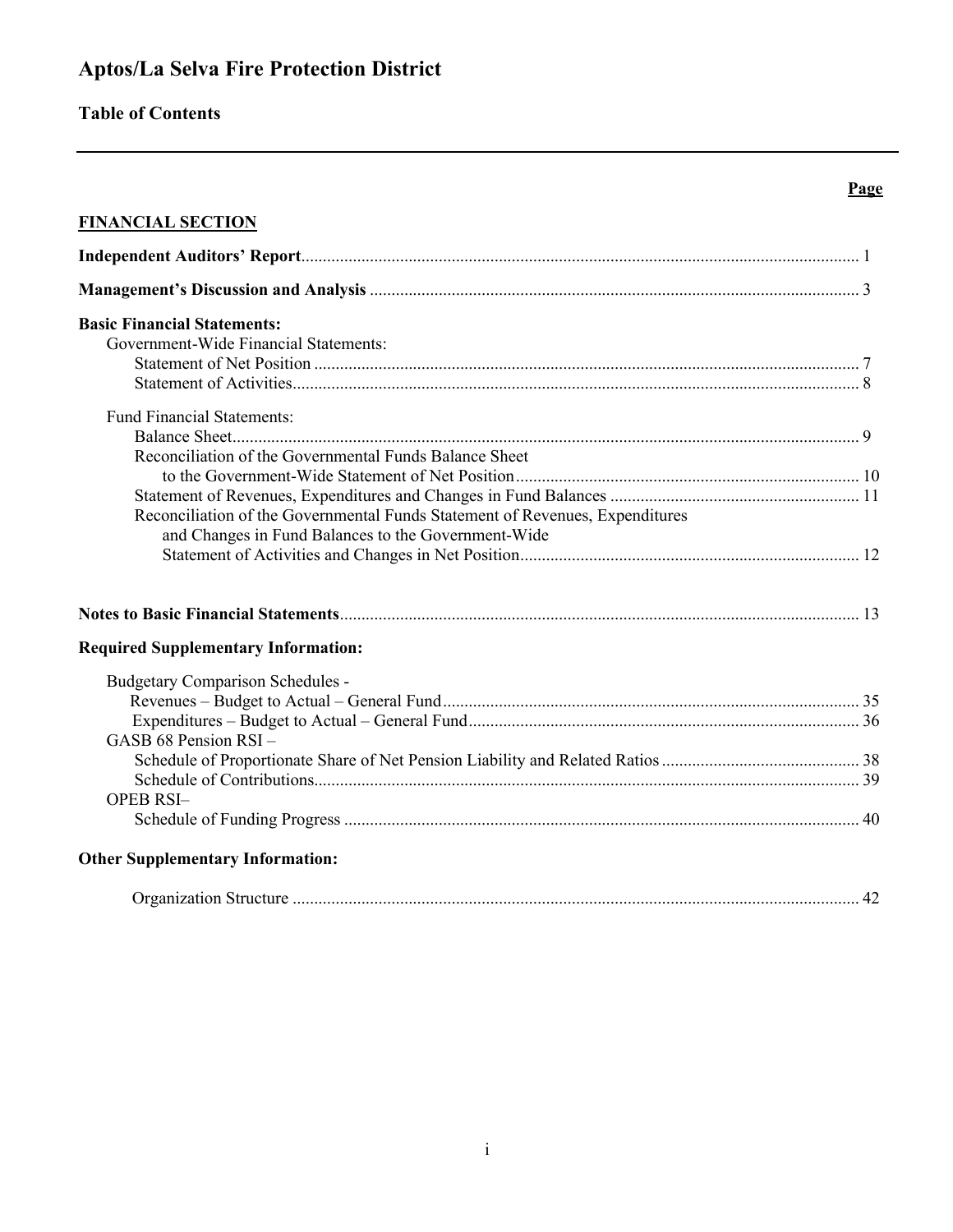# Aptos/La Selva Fire Protection District

## Table of Contents

| | Page |
|---|---|
| **FINANCIAL SECTION** | |
| **Independent Auditors' Report** | 1 |
| **Management's Discussion and Analysis** | 3 |
| **Basic Financial Statements:** | |
| Government-Wide Financial Statements: | |
| Statement of Net Position | 7 |
| Statement of Activities | 8 |
| Fund Financial Statements: | |
| Balance Sheet | 9 |
| Reconciliation of the Governmental Funds Balance Sheet to the Government-Wide Statement of Net Position | 10 |
| Statement of Revenues, Expenditures and Changes in Fund Balances | 11 |
| Reconciliation of the Governmental Funds Statement of Revenues, Expenditures and Changes in Fund Balances to the Government-Wide Statement of Activities and Changes in Net Position | 12 |
| **Notes to Basic Financial Statements** | 13 |
| **Required Supplementary Information:** | |
| Budgetary Comparison Schedules - | |
| Revenues – Budget to Actual – General Fund | 35 |
| Expenditures – Budget to Actual – General Fund | 36 |
| GASB 68 Pension RSI – | |
| Schedule of Proportionate Share of Net Pension Liability and Related Ratios | 38 |
| Schedule of Contributions | 39 |
| OPEB RSI– | |
| Schedule of Funding Progress | 40 |
| **Other Supplementary Information:** | |
| Organization Structure | 42 |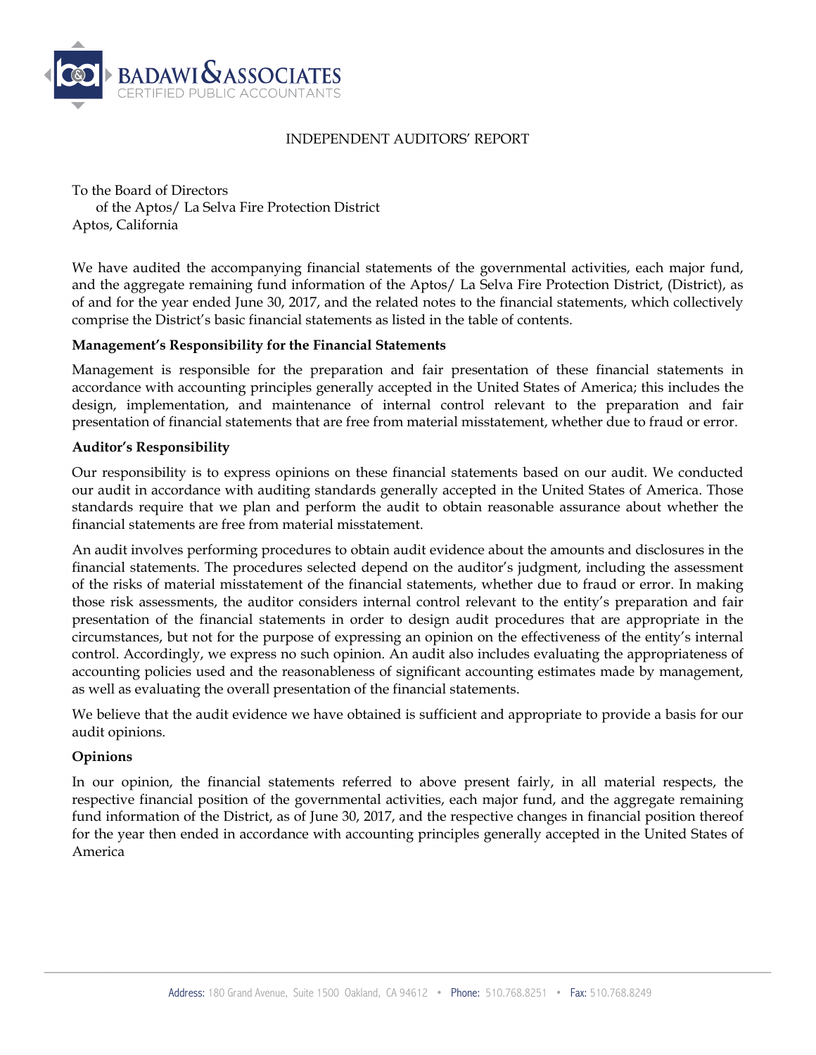BADAWI & ASSOCIATES
CERTIFIED PUBLIC ACCOUNTANTS

INDEPENDENT AUDITORS' REPORT

To the Board of Directors
of the Aptos/ La Selva Fire Protection District
Aptos, California

We have audited the accompanying financial statements of the governmental activities, each major fund, and the aggregate remaining fund information of the Aptos/ La Selva Fire Protection District, (District), as of and for the year ended June 30, 2017, and the related notes to the financial statements, which collectively comprise the District's basic financial statements as listed in the table of contents.

**Management's Responsibility for the Financial Statements**

Management is responsible for the preparation and fair presentation of these financial statements in accordance with accounting principles generally accepted in the United States of America; this includes the design, implementation, and maintenance of internal control relevant to the preparation and fair presentation of financial statements that are free from material misstatement, whether due to fraud or error.

**Auditor's Responsibility**

Our responsibility is to express opinions on these financial statements based on our audit. We conducted our audit in accordance with auditing standards generally accepted in the United States of America. Those standards require that we plan and perform the audit to obtain reasonable assurance about whether the financial statements are free from material misstatement.

An audit involves performing procedures to obtain audit evidence about the amounts and disclosures in the financial statements. The procedures selected depend on the auditor's judgment, including the assessment of the risks of material misstatement of the financial statements, whether due to fraud or error. In making those risk assessments, the auditor considers internal control relevant to the entity's preparation and fair presentation of the financial statements in order to design audit procedures that are appropriate in the circumstances, but not for the purpose of expressing an opinion on the effectiveness of the entity's internal control. Accordingly, we express no such opinion. An audit also includes evaluating the appropriateness of accounting policies used and the reasonableness of significant accounting estimates made by management, as well as evaluating the overall presentation of the financial statements.

We believe that the audit evidence we have obtained is sufficient and appropriate to provide a basis for our audit opinions.

**Opinions**

In our opinion, the financial statements referred to above present fairly, in all material respects, the respective financial position of the governmental activities, each major fund, and the aggregate remaining fund information of the District, as of June 30, 2017, and the respective changes in financial position thereof for the year then ended in accordance with accounting principles generally accepted in the United States of America

Address: 180 Grand Avenue, Suite 1500 Oakland, CA 94612 • Phone: 510.768.8251 • Fax: 510.768.8249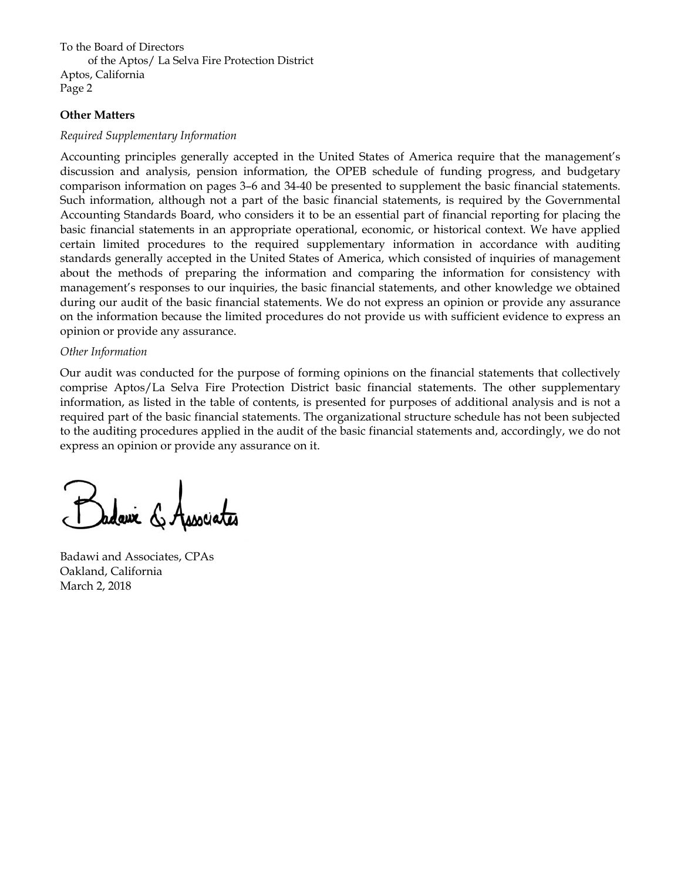To the Board of Directors
of the Aptos/ La Selva Fire Protection District
Aptos, California
Page 2

**Other Matters**

*Required Supplementary Information*

Accounting principles generally accepted in the United States of America require that the management's discussion and analysis, pension information, the OPEB schedule of funding progress, and budgetary comparison information on pages 3–6 and 34-40 be presented to supplement the basic financial statements. Such information, although not a part of the basic financial statements, is required by the Governmental Accounting Standards Board, who considers it to be an essential part of financial reporting for placing the basic financial statements in an appropriate operational, economic, or historical context. We have applied certain limited procedures to the required supplementary information in accordance with auditing standards generally accepted in the United States of America, which consisted of inquiries of management about the methods of preparing the information and comparing the information for consistency with management's responses to our inquiries, the basic financial statements, and other knowledge we obtained during our audit of the basic financial statements. We do not express an opinion or provide any assurance on the information because the limited procedures do not provide us with sufficient evidence to express an opinion or provide any assurance.

*Other Information*

Our audit was conducted for the purpose of forming opinions on the financial statements that collectively comprise Aptos/La Selva Fire Protection District basic financial statements. The other supplementary information, as listed in the table of contents, is presented for purposes of additional analysis and is not a required part of the basic financial statements. The organizational structure schedule has not been subjected to the auditing procedures applied in the audit of the basic financial statements and, accordingly, we do not express an opinion or provide any assurance on it.

Badawi & Associates

Badawi and Associates, CPAs
Oakland, California
March 2, 2018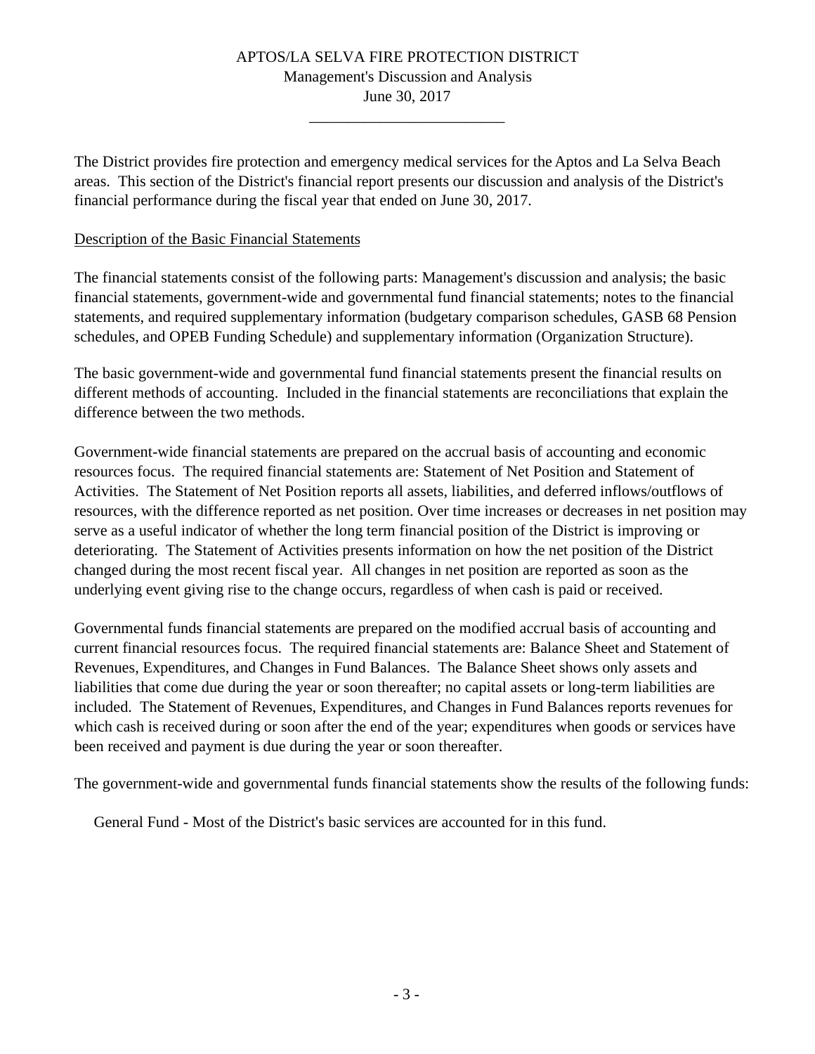# APTOS/LA SELVA FIRE PROTECTION DISTRICT

Management's Discussion and Analysis

June 30, 2017

The District provides fire protection and emergency medical services for the Aptos and La Selva Beach areas. This section of the District's financial report presents our discussion and analysis of the District's financial performance during the fiscal year that ended on June 30, 2017.

## Description of the Basic Financial Statements

The financial statements consist of the following parts: Management's discussion and analysis; the basic financial statements, government-wide and governmental fund financial statements; notes to the financial statements, and required supplementary information (budgetary comparison schedules, GASB 68 Pension schedules, and OPEB Funding Schedule) and supplementary information (Organization Structure).

The basic government-wide and governmental fund financial statements present the financial results on different methods of accounting. Included in the financial statements are reconciliations that explain the difference between the two methods.

Government-wide financial statements are prepared on the accrual basis of accounting and economic resources focus. The required financial statements are: Statement of Net Position and Statement of Activities. The Statement of Net Position reports all assets, liabilities, and deferred inflows/outflows of resources, with the difference reported as net position. Over time increases or decreases in net position may serve as a useful indicator of whether the long term financial position of the District is improving or deteriorating. The Statement of Activities presents information on how the net position of the District changed during the most recent fiscal year. All changes in net position are reported as soon as the underlying event giving rise to the change occurs, regardless of when cash is paid or received.

Governmental funds financial statements are prepared on the modified accrual basis of accounting and current financial resources focus. The required financial statements are: Balance Sheet and Statement of Revenues, Expenditures, and Changes in Fund Balances. The Balance Sheet shows only assets and liabilities that come due during the year or soon thereafter; no capital assets or long-term liabilities are included. The Statement of Revenues, Expenditures, and Changes in Fund Balances reports revenues for which cash is received during or soon after the end of the year; expenditures when goods or services have been received and payment is due during the year or soon thereafter.

The government-wide and governmental funds financial statements show the results of the following funds:

General Fund - Most of the District's basic services are accounted for in this fund.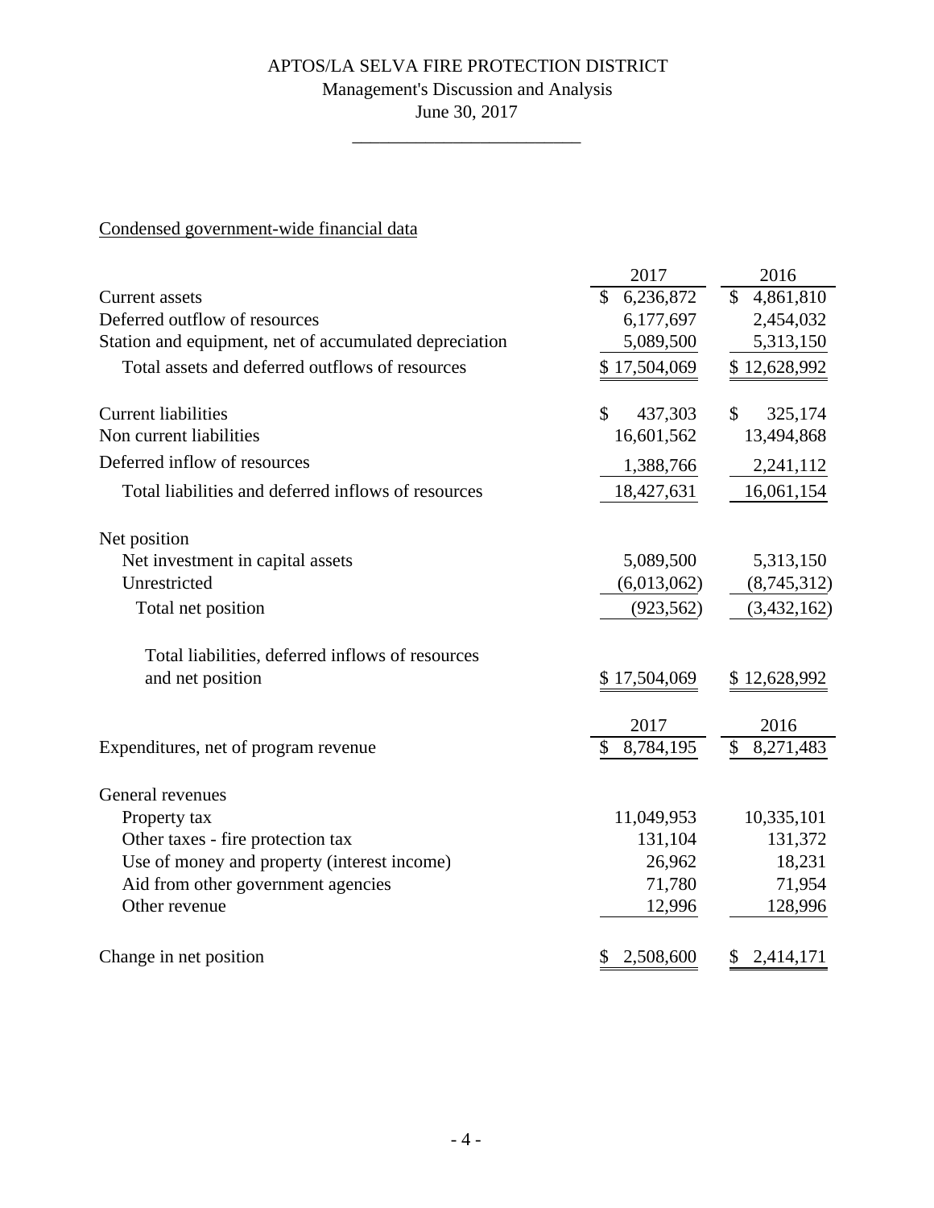# APTOS/LA SELVA FIRE PROTECTION DISTRICT

Management's Discussion and Analysis

June 30, 2017

Condensed government-wide financial data

| | 2017 | 2016 |
|---|---|---|
| Current assets | $ 6,236,872 | $ 4,861,810 |
| Deferred outflow of resources | 6,177,697 | 2,454,032 |
| Station and equipment, net of accumulated depreciation | 5,089,500 | 5,313,150 |
| Total assets and deferred outflows of resources | $ 17,504,069 | $ 12,628,992 |
| | | |
| Current liabilities | $ 437,303 | $ 325,174 |
| Non current liabilities | 16,601,562 | 13,494,868 |
| Deferred inflow of resources | 1,388,766 | 2,241,112 |
| Total liabilities and deferred inflows of resources | 18,427,631 | 16,061,154 |
| | | |
| Net position | | |
| Net investment in capital assets | 5,089,500 | 5,313,150 |
| Unrestricted | (6,013,062) | (8,745,312) |
| Total net position | (923,562) | (3,432,162) |
| | | |
| Total liabilities, deferred inflows of resources and net position | $ 17,504,069 | $ 12,628,992 |

| | 2017 | 2016 |
|---|---|---|
| Expenditures, net of program revenue | $ 8,784,195 | $ 8,271,483 |
| | | |
| General revenues | | |
| Property tax | 11,049,953 | 10,335,101 |
| Other taxes - fire protection tax | 131,104 | 131,372 |
| Use of money and property (interest income) | 26,962 | 18,231 |
| Aid from other government agencies | 71,780 | 71,954 |
| Other revenue | 12,996 | 128,996 |
| | | |
| Change in net position | $ 2,508,600 | $ 2,414,171 |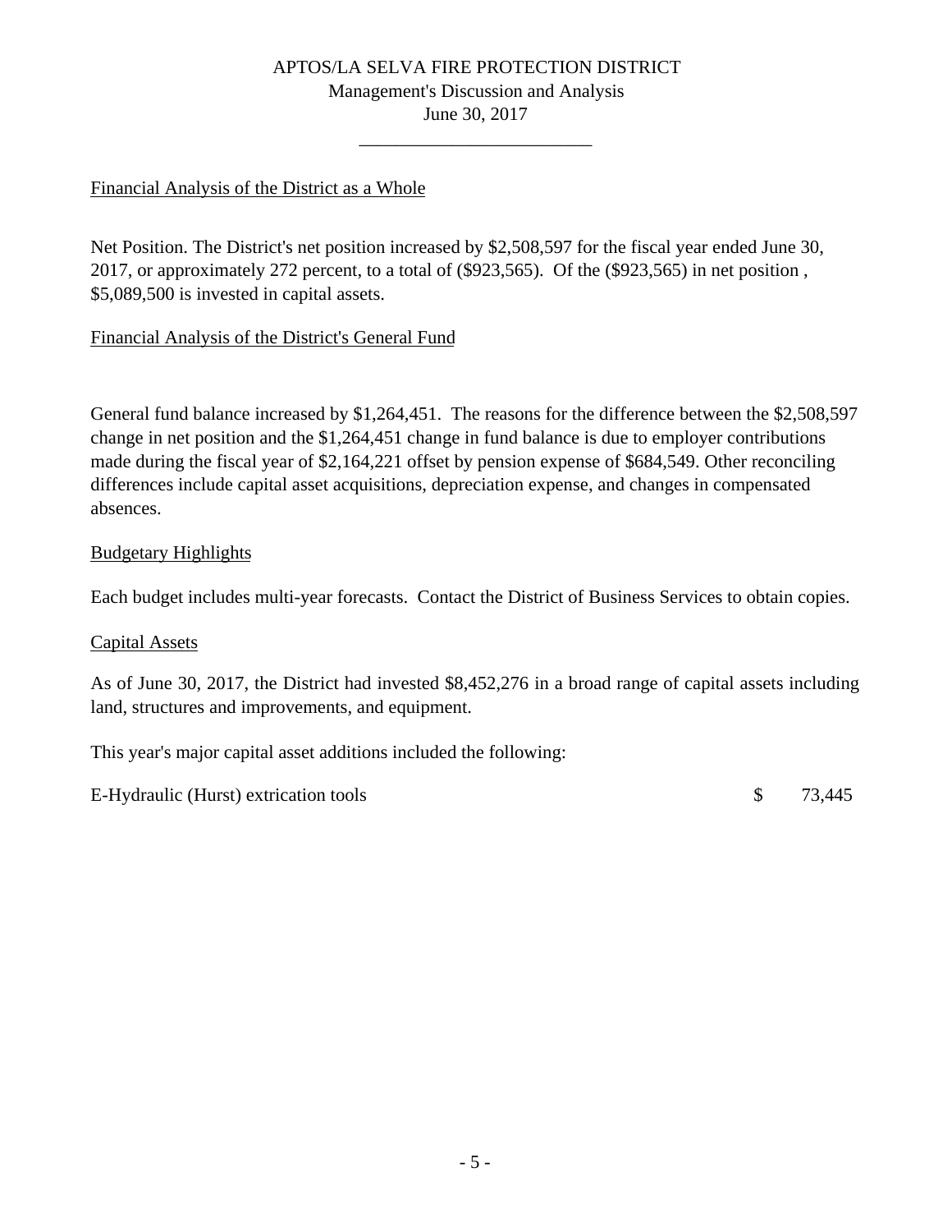APTOS/LA SELVA FIRE PROTECTION DISTRICT
Management's Discussion and Analysis
June 30, 2017

## Financial Analysis of the District as a Whole

Net Position. The District's net position increased by $2,508,597 for the fiscal year ended June 30, 2017, or approximately 272 percent, to a total of ($923,565). Of the ($923,565) in net position , $5,089,500 is invested in capital assets.

## Financial Analysis of the District's General Fund

General fund balance increased by $1,264,451. The reasons for the difference between the $2,508,597 change in net position and the $1,264,451 change in fund balance is due to employer contributions made during the fiscal year of $2,164,221 offset by pension expense of $684,549. Other reconciling differences include capital asset acquisitions, depreciation expense, and changes in compensated absences.

## Budgetary Highlights

Each budget includes multi-year forecasts. Contact the District of Business Services to obtain copies.

## Capital Assets

As of June 30, 2017, the District had invested $8,452,276 in a broad range of capital assets including land, structures and improvements, and equipment.

This year's major capital asset additions included the following:

| | |
|---|---|
| E-Hydraulic (Hurst) extrication tools | $ 73,445 |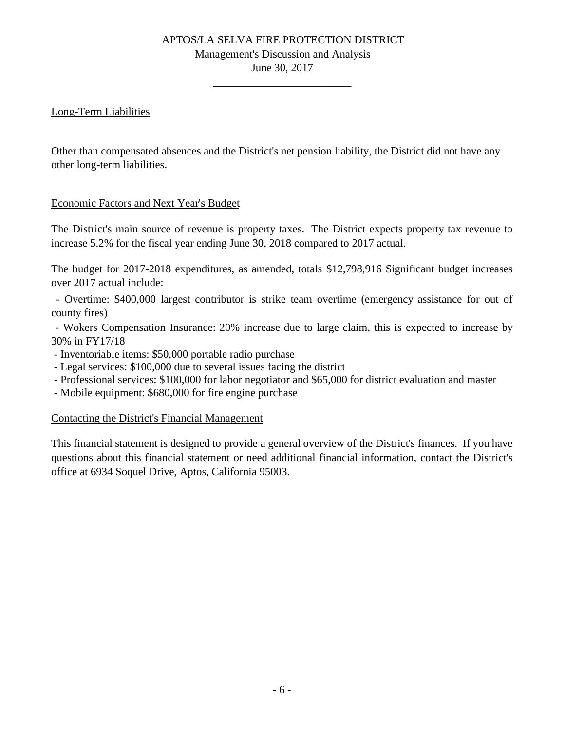## Long-Term Liabilities

Other than compensated absences and the District's net pension liability, the District did not have any other long-term liabilities.

## Economic Factors and Next Year's Budget

The District's main source of revenue is property taxes. The District expects property tax revenue to increase 5.2% for the fiscal year ending June 30, 2018 compared to 2017 actual.

The budget for 2017-2018 expenditures, as amended, totals $12,798,916 Significant budget increases over 2017 actual include:

- Overtime: $400,000 largest contributor is strike team overtime (emergency assistance for out of county fires)
- Wokers Compensation Insurance: 20% increase due to large claim, this is expected to increase by 30% in FY17/18
- Inventoriable items: $50,000 portable radio purchase
- Legal services: $100,000 due to several issues facing the district
- Professional services: $100,000 for labor negotiator and $65,000 for district evaluation and master
- Mobile equipment: $680,000 for fire engine purchase

## Contacting the District's Financial Management

This financial statement is designed to provide a general overview of the District's finances. If you have questions about this financial statement or need additional financial information, contact the District's office at 6934 Soquel Drive, Aptos, California 95003.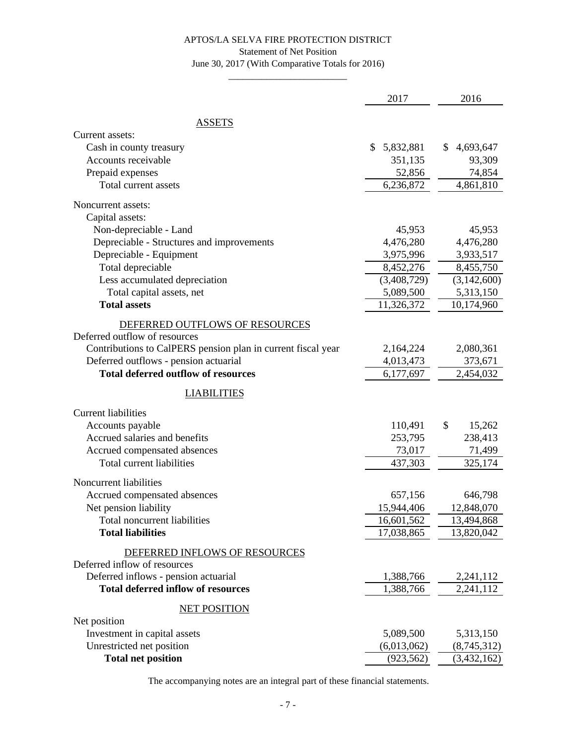# APTOS/LA SELVA FIRE PROTECTION DISTRICT

## Statement of Net Position

June 30, 2017 (With Comparative Totals for 2016)

| | 2017 | 2016 |
|---|---|---|
| **ASSETS** | | |
| Current assets: | | |
| Cash in county treasury | $ 5,832,881 | $ 4,693,647 |
| Accounts receivable | 351,135 | 93,309 |
| Prepaid expenses | 52,856 | 74,854 |
| Total current assets | 6,236,872 | 4,861,810 |
| Noncurrent assets: | | |
| Capital assets: | | |
| Non-depreciable - Land | 45,953 | 45,953 |
| Depreciable - Structures and improvements | 4,476,280 | 4,476,280 |
| Depreciable - Equipment | 3,975,996 | 3,933,517 |
| Total depreciable | 8,452,276 | 8,455,750 |
| Less accumulated depreciation | (3,408,729) | (3,142,600) |
| Total capital assets, net | 5,089,500 | 5,313,150 |
| **Total assets** | 11,326,372 | 10,174,960 |
| **DEFERRED OUTFLOWS OF RESOURCES** | | |
| Deferred outflow of resources | | |
| Contributions to CalPERS pension plan in current fiscal year | 2,164,224 | 2,080,361 |
| Deferred outflows - pension actuarial | 4,013,473 | 373,671 |
| **Total deferred outflow of resources** | 6,177,697 | 2,454,032 |
| **LIABILITIES** | | |
| Current liabilities | | |
| Accounts payable | 110,491 | $ 15,262 |
| Accrued salaries and benefits | 253,795 | 238,413 |
| Accrued compensated absences | 73,017 | 71,499 |
| Total current liabilities | 437,303 | 325,174 |
| Noncurrent liabilities | | |
| Accrued compensated absences | 657,156 | 646,798 |
| Net pension liability | 15,944,406 | 12,848,070 |
| Total noncurrent liabilities | 16,601,562 | 13,494,868 |
| **Total liabilities** | 17,038,865 | 13,820,042 |
| **DEFERRED INFLOWS OF RESOURCES** | | |
| Deferred inflow of resources | | |
| Deferred inflows - pension actuarial | 1,388,766 | 2,241,112 |
| **Total deferred inflow of resources** | 1,388,766 | 2,241,112 |
| **NET POSITION** | | |
| Net position | | |
| Investment in capital assets | 5,089,500 | 5,313,150 |
| Unrestricted net position | (6,013,062) | (8,745,312) |
| **Total net position** | (923,562) | (3,432,162) |

The accompanying notes are an integral part of these financial statements.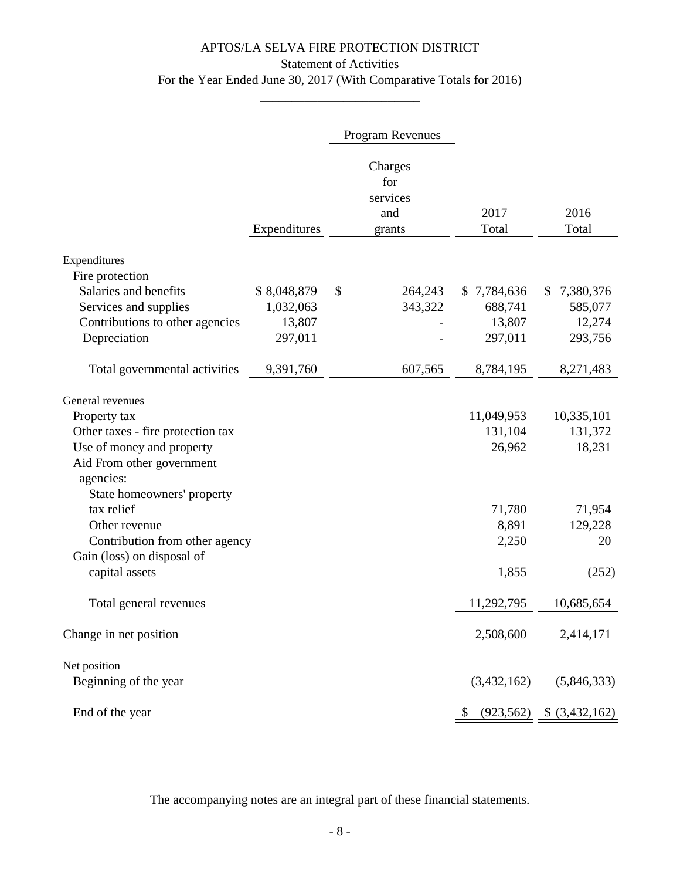# APTOS/LA SELVA FIRE PROTECTION DISTRICT

## Statement of Activities

### For the Year Ended June 30, 2017 (With Comparative Totals for 2016)

| | | Program Revenues | | |
|---|---|---|---|---|
| | Expenditures | Charges for services and grants | 2017 Total | 2016 Total |
| **Expenditures** | | | | |
| Fire protection | | | | |
| Salaries and benefits | $ 8,048,879 | $ 264,243 | $ 7,784,636 | $ 7,380,376 |
| Services and supplies | 1,032,063 | 343,322 | 688,741 | 585,077 |
| Contributions to other agencies | 13,807 | - | 13,807 | 12,274 |
| Depreciation | 297,011 | - | 297,011 | 293,756 |
| Total governmental activities | 9,391,760 | 607,565 | 8,784,195 | 8,271,483 |
| **General revenues** | | | | |
| Property tax | | | 11,049,953 | 10,335,101 |
| Other taxes - fire protection tax | | | 131,104 | 131,372 |
| Use of money and property | | | 26,962 | 18,231 |
| Aid From other government agencies: | | | | |
| State homeowners' property tax relief | | | 71,780 | 71,954 |
| Other revenue | | | 8,891 | 129,228 |
| Contribution from other agency | | | 2,250 | 20 |
| Gain (loss) on disposal of capital assets | | | 1,855 | (252) |
| Total general revenues | | | 11,292,795 | 10,685,654 |
| Change in net position | | | 2,508,600 | 2,414,171 |
| **Net position** | | | | |
| Beginning of the year | | | (3,432,162) | (5,846,333) |
| End of the year | | | $ (923,562) | $ (3,432,162) |

The accompanying notes are an integral part of these financial statements.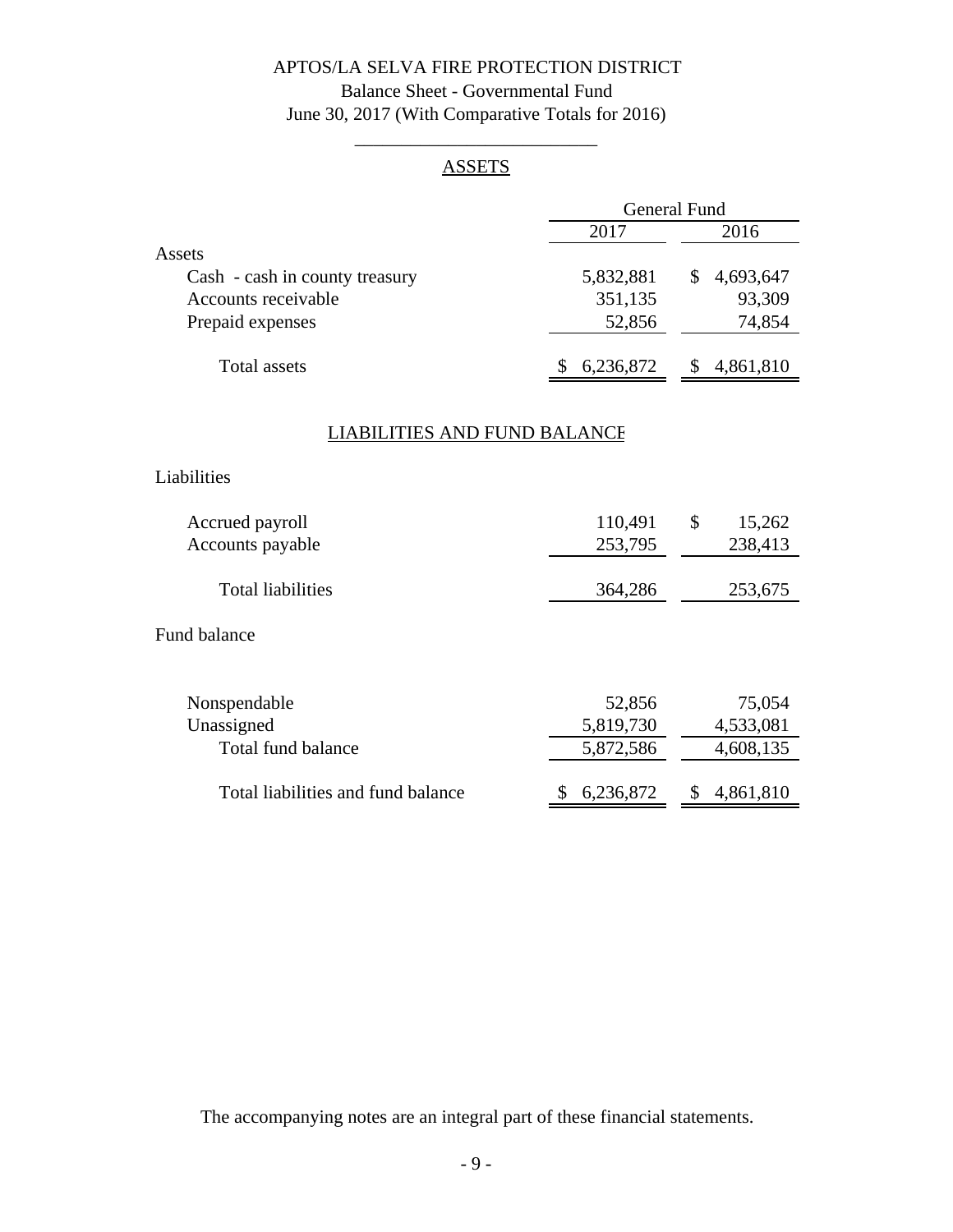# APTOS/LA SELVA FIRE PROTECTION DISTRICT

## Balance Sheet - Governmental Fund

June 30, 2017 (With Comparative Totals for 2016)

## ASSETS

| | General Fund | |
|---|---|---|
| | 2017 | 2016 |
| **Assets** | | |
| Cash - cash in county treasury | 5,832,881 | $ 4,693,647 |
| Accounts receivable | 351,135 | 93,309 |
| Prepaid expenses | 52,856 | 74,854 |
| Total assets | $ 6,236,872 | $ 4,861,810 |

## LIABILITIES AND FUND BALANCE

| | 2017 | 2016 |
|---|---|---|
| **Liabilities** | | |
| Accrued payroll | 110,491 | $ 15,262 |
| Accounts payable | 253,795 | 238,413 |
| Total liabilities | 364,286 | 253,675 |
| **Fund balance** | | |
| Nonspendable | 52,856 | 75,054 |
| Unassigned | 5,819,730 | 4,533,081 |
| Total fund balance | 5,872,586 | 4,608,135 |
| Total liabilities and fund balance | $ 6,236,872 | $ 4,861,810 |

The accompanying notes are an integral part of these financial statements.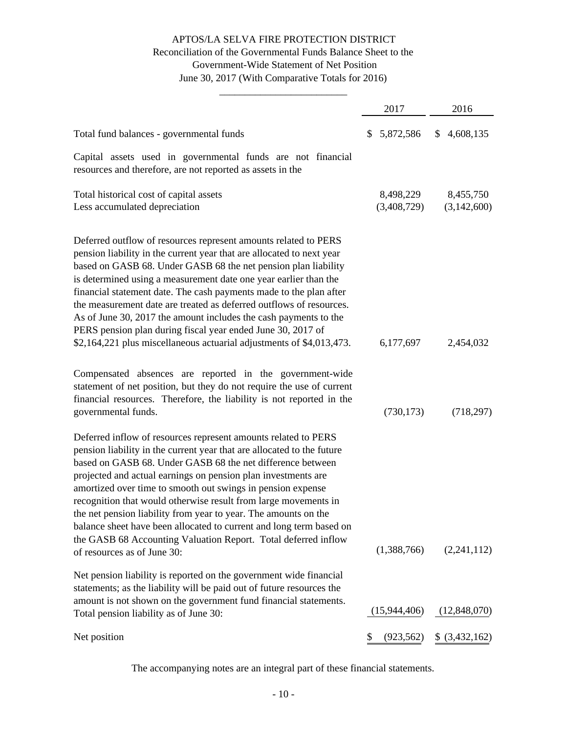# APTOS/LA SELVA FIRE PROTECTION DISTRICT
## Reconciliation of the Governmental Funds Balance Sheet to the Government-Wide Statement of Net Position
### June 30, 2017 (With Comparative Totals for 2016)

| | 2017 | 2016 |
|---|---|---|
| Total fund balances - governmental funds | $ 5,872,586 | $ 4,608,135 |
| Capital assets used in governmental funds are not financial resources and therefore, are not reported as assets in the | | |
| Total historical cost of capital assets | 8,498,229 | 8,455,750 |
| Less accumulated depreciation | (3,408,729) | (3,142,600) |
| Deferred outflow of resources represent amounts related to PERS pension liability in the current year that are allocated to next year based on GASB 68. Under GASB 68 the net pension plan liability is determined using a measurement date one year earlier than the financial statement date. The cash payments made to the plan after the measurement date are treated as deferred outflows of resources. As of June 30, 2017 the amount includes the cash payments to the PERS pension plan during fiscal year ended June 30, 2017 of $2,164,221 plus miscellaneous actuarial adjustments of $4,013,473. | 6,177,697 | 2,454,032 |
| Compensated absences are reported in the government-wide statement of net position, but they do not require the use of current financial resources. Therefore, the liability is not reported in the governmental funds. | (730,173) | (718,297) |
| Deferred inflow of resources represent amounts related to PERS pension liability in the current year that are allocated to the future based on GASB 68. Under GASB 68 the net difference between projected and actual earnings on pension plan investments are amortized over time to smooth out swings in pension expense recognition that would otherwise result from large movements in the net pension liability from year to year. The amounts on the balance sheet have been allocated to current and long term based on the GASB 68 Accounting Valuation Report. Total deferred inflow of resources as of June 30: | (1,388,766) | (2,241,112) |
| Net pension liability is reported on the government wide financial statements; as the liability will be paid out of future resources the amount is not shown on the government fund financial statements. Total pension liability as of June 30: | (15,944,406) | (12,848,070) |
| Net position | $ (923,562) | $ (3,432,162) |

The accompanying notes are an integral part of these financial statements.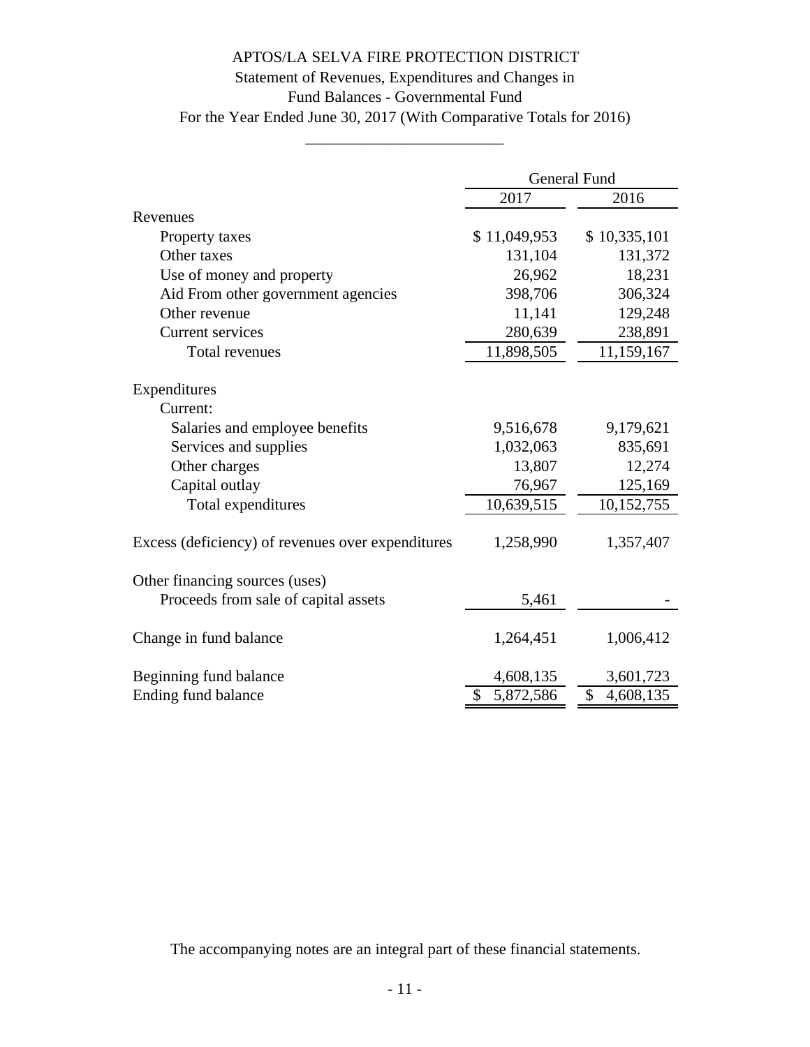# APTOS/LA SELVA FIRE PROTECTION DISTRICT

## Statement of Revenues, Expenditures and Changes in Fund Balances - Governmental Fund

### For the Year Ended June 30, 2017 (With Comparative Totals for 2016)

| | General Fund | |
|---|---|---|
| | 2017 | 2016 |
| Revenues | | |
| Property taxes | $ 11,049,953 | $ 10,335,101 |
| Other taxes | 131,104 | 131,372 |
| Use of money and property | 26,962 | 18,231 |
| Aid From other government agencies | 398,706 | 306,324 |
| Other revenue | 11,141 | 129,248 |
| Current services | 280,639 | 238,891 |
| Total revenues | 11,898,505 | 11,159,167 |
| Expenditures | | |
| Current: | | |
| Salaries and employee benefits | 9,516,678 | 9,179,621 |
| Services and supplies | 1,032,063 | 835,691 |
| Other charges | 13,807 | 12,274 |
| Capital outlay | 76,967 | 125,169 |
| Total expenditures | 10,639,515 | 10,152,755 |
| Excess (deficiency) of revenues over expenditures | 1,258,990 | 1,357,407 |
| Other financing sources (uses) | | |
| Proceeds from sale of capital assets | 5,461 | - |
| Change in fund balance | 1,264,451 | 1,006,412 |
| Beginning fund balance | 4,608,135 | 3,601,723 |
| Ending fund balance | $ 5,872,586 | $ 4,608,135 |

The accompanying notes are an integral part of these financial statements.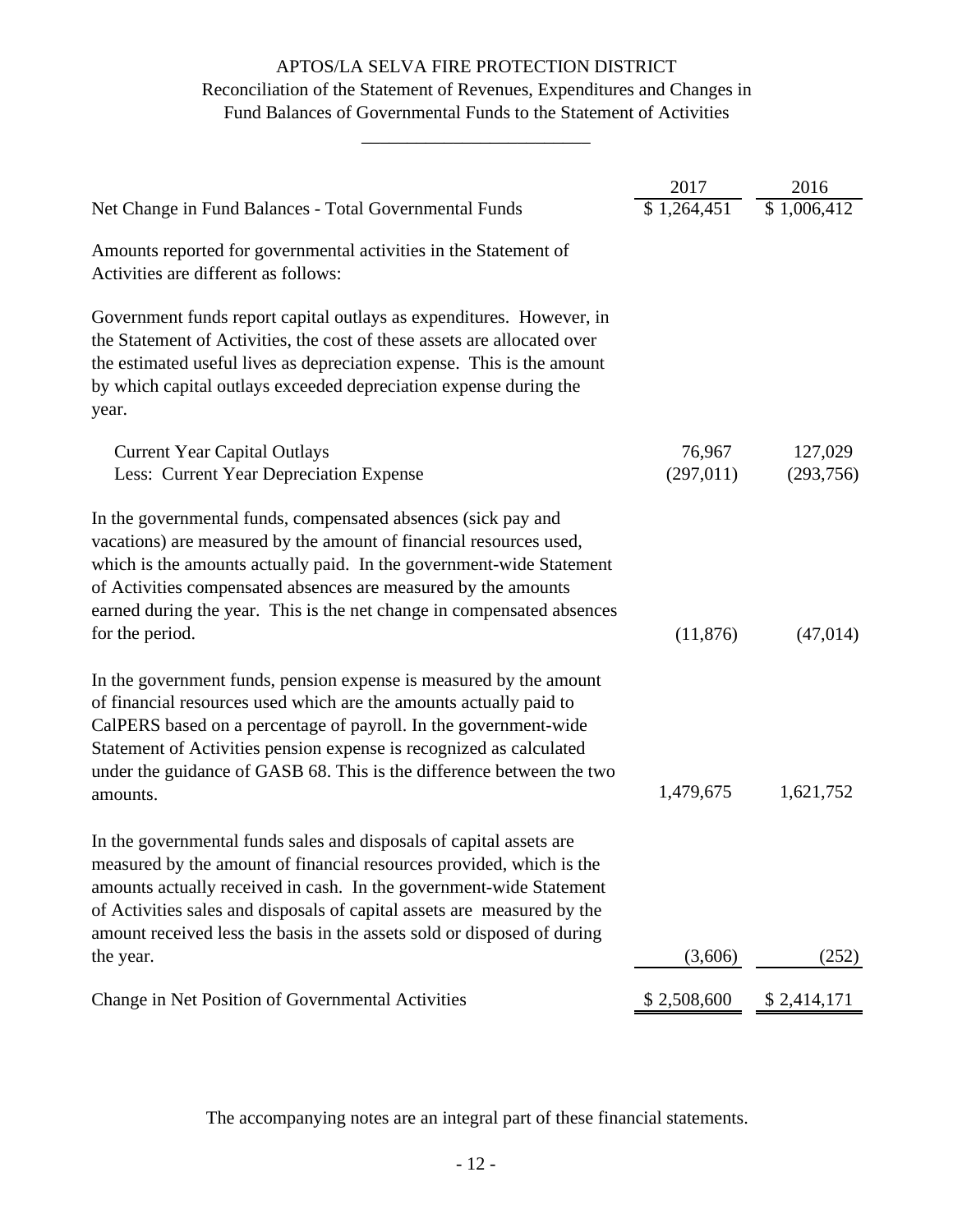# APTOS/LA SELVA FIRE PROTECTION DISTRICT

## Reconciliation of the Statement of Revenues, Expenditures and Changes in Fund Balances of Governmental Funds to the Statement of Activities

| | 2017 | 2016 |
|---|---|---|
| Net Change in Fund Balances - Total Governmental Funds | $ 1,264,451 | $ 1,006,412 |
| Amounts reported for governmental activities in the Statement of Activities are different as follows: | | |
| Government funds report capital outlays as expenditures. However, in the Statement of Activities, the cost of these assets are allocated over the estimated useful lives as depreciation expense. This is the amount by which capital outlays exceeded depreciation expense during the year. | | |
| Current Year Capital Outlays | 76,967 | 127,029 |
| Less: Current Year Depreciation Expense | (297,011) | (293,756) |
| In the governmental funds, compensated absences (sick pay and vacations) are measured by the amount of financial resources used, which is the amounts actually paid. In the government-wide Statement of Activities compensated absences are measured by the amounts earned during the year. This is the net change in compensated absences for the period. | (11,876) | (47,014) |
| In the government funds, pension expense is measured by the amount of financial resources used which are the amounts actually paid to CalPERS based on a percentage of payroll. In the government-wide Statement of Activities pension expense is recognized as calculated under the guidance of GASB 68. This is the difference between the two amounts. | 1,479,675 | 1,621,752 |
| In the governmental funds sales and disposals of capital assets are measured by the amount of financial resources provided, which is the amounts actually received in cash. In the government-wide Statement of Activities sales and disposals of capital assets are measured by the amount received less the basis in the assets sold or disposed of during the year. | (3,606) | (252) |
| Change in Net Position of Governmental Activities | $ 2,508,600 | $ 2,414,171 |

The accompanying notes are an integral part of these financial statements.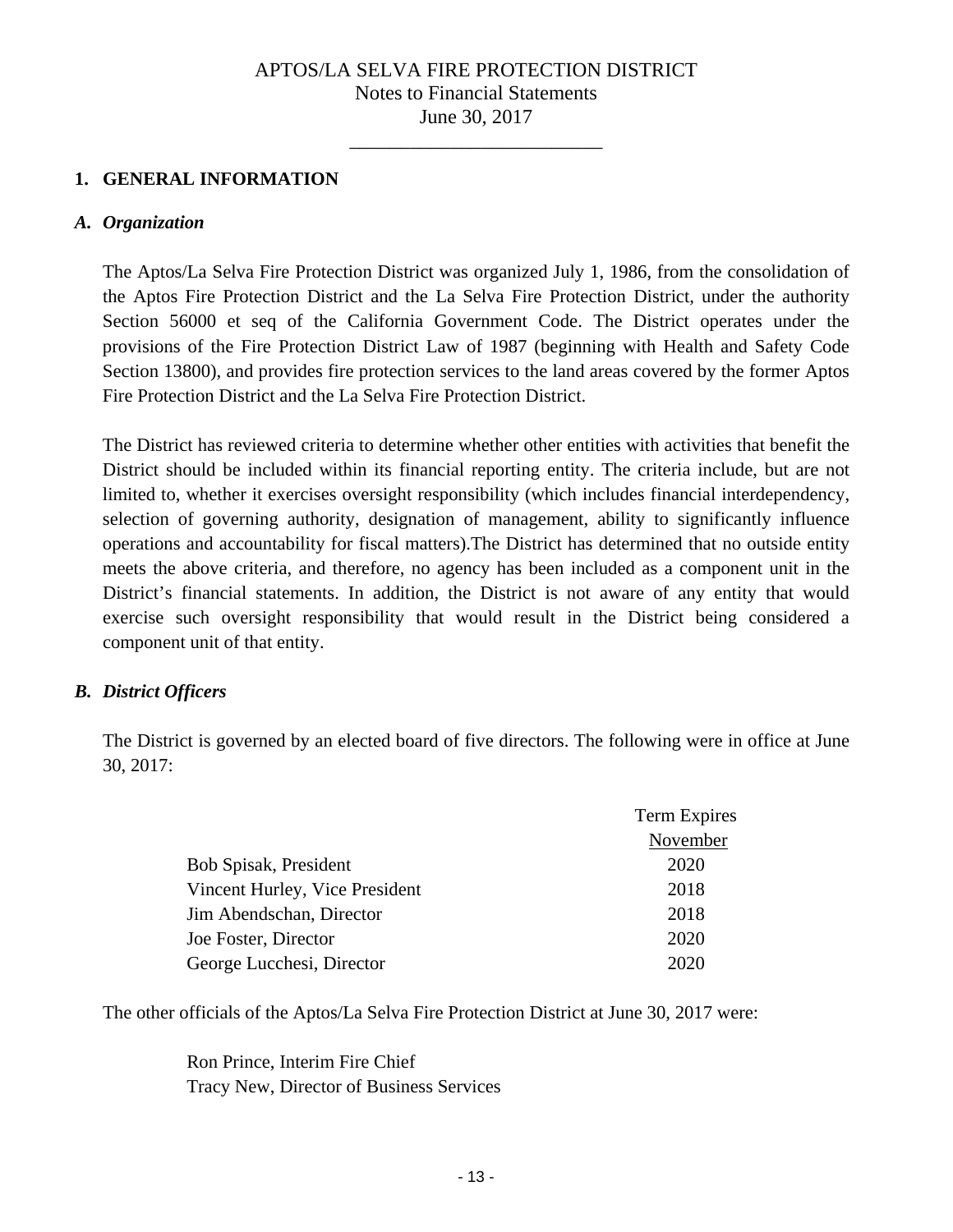# APTOS/LA SELVA FIRE PROTECTION DISTRICT
Notes to Financial Statements
June 30, 2017

## 1. GENERAL INFORMATION

### *A. Organization*

The Aptos/La Selva Fire Protection District was organized July 1, 1986, from the consolidation of the Aptos Fire Protection District and the La Selva Fire Protection District, under the authority Section 56000 et seq of the California Government Code. The District operates under the provisions of the Fire Protection District Law of 1987 (beginning with Health and Safety Code Section 13800), and provides fire protection services to the land areas covered by the former Aptos Fire Protection District and the La Selva Fire Protection District.

The District has reviewed criteria to determine whether other entities with activities that benefit the District should be included within its financial reporting entity. The criteria include, but are not limited to, whether it exercises oversight responsibility (which includes financial interdependency, selection of governing authority, designation of management, ability to significantly influence operations and accountability for fiscal matters).The District has determined that no outside entity meets the above criteria, and therefore, no agency has been included as a component unit in the District's financial statements. In addition, the District is not aware of any entity that would exercise such oversight responsibility that would result in the District being considered a component unit of that entity.

### *B. District Officers*

The District is governed by an elected board of five directors. The following were in office at June 30, 2017:

| | Term Expires November |
|---|---|
| Bob Spisak, President | 2020 |
| Vincent Hurley, Vice President | 2018 |
| Jim Abendschan, Director | 2018 |
| Joe Foster, Director | 2020 |
| George Lucchesi, Director | 2020 |

The other officials of the Aptos/La Selva Fire Protection District at June 30, 2017 were:

Ron Prince, Interim Fire Chief
Tracy New, Director of Business Services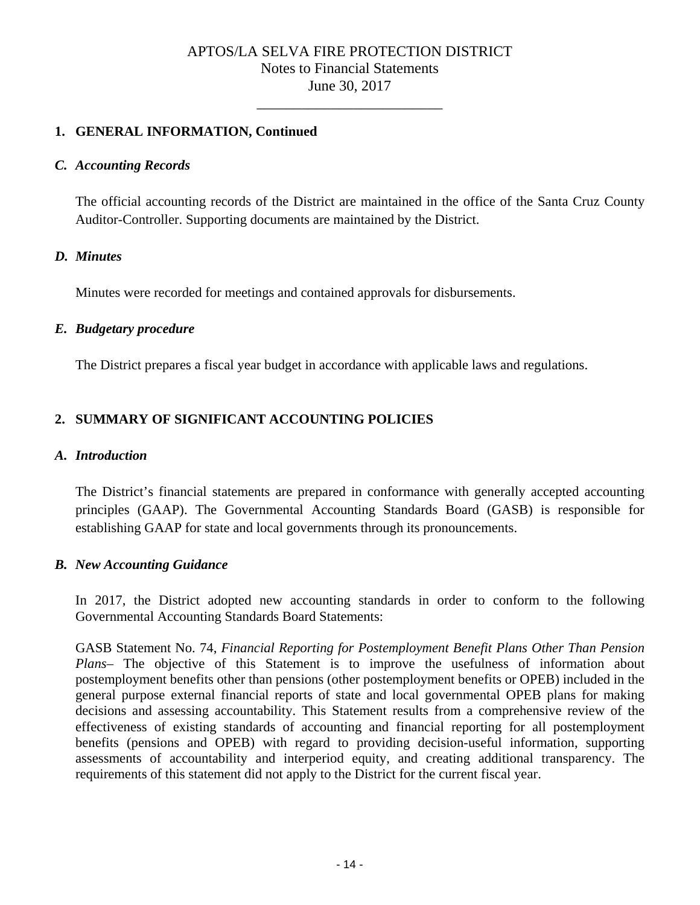APTOS/LA SELVA FIRE PROTECTION DISTRICT
Notes to Financial Statements
June 30, 2017

## 1. GENERAL INFORMATION, Continued

### *C. Accounting Records*

The official accounting records of the District are maintained in the office of the Santa Cruz County Auditor-Controller. Supporting documents are maintained by the District.

### *D. Minutes*

Minutes were recorded for meetings and contained approvals for disbursements.

### *E. Budgetary procedure*

The District prepares a fiscal year budget in accordance with applicable laws and regulations.

## 2. SUMMARY OF SIGNIFICANT ACCOUNTING POLICIES

### *A. Introduction*

The District's financial statements are prepared in conformance with generally accepted accounting principles (GAAP). The Governmental Accounting Standards Board (GASB) is responsible for establishing GAAP for state and local governments through its pronouncements.

### *B. New Accounting Guidance*

In 2017, the District adopted new accounting standards in order to conform to the following Governmental Accounting Standards Board Statements:

GASB Statement No. 74, *Financial Reporting for Postemployment Benefit Plans Other Than Pension Plans*– The objective of this Statement is to improve the usefulness of information about postemployment benefits other than pensions (other postemployment benefits or OPEB) included in the general purpose external financial reports of state and local governmental OPEB plans for making decisions and assessing accountability. This Statement results from a comprehensive review of the effectiveness of existing standards of accounting and financial reporting for all postemployment benefits (pensions and OPEB) with regard to providing decision-useful information, supporting assessments of accountability and interperiod equity, and creating additional transparency. The requirements of this statement did not apply to the District for the current fiscal year.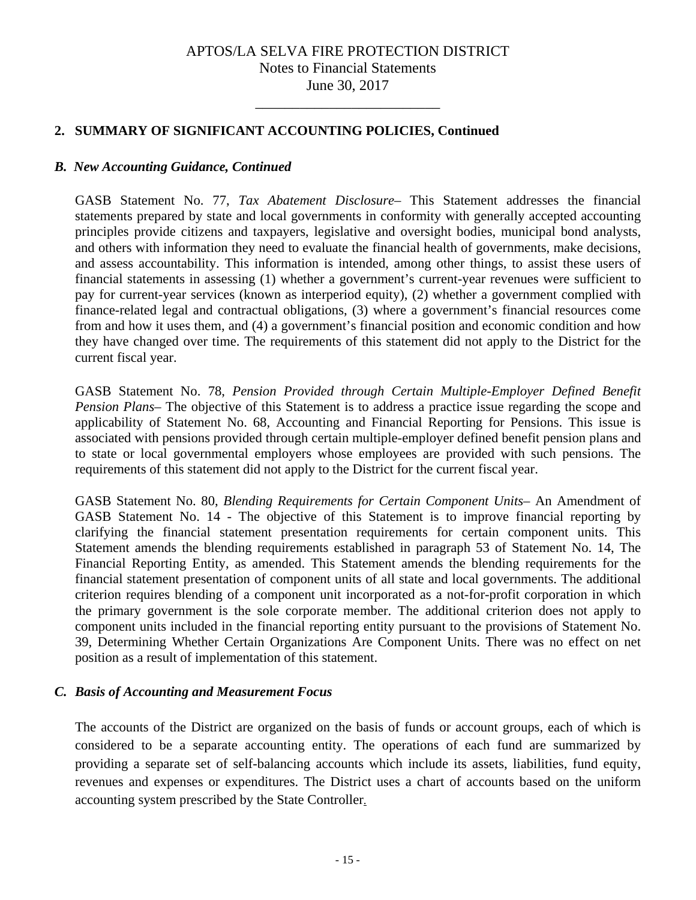## 2. SUMMARY OF SIGNIFICANT ACCOUNTING POLICIES, Continued

### *B. New Accounting Guidance, Continued*

GASB Statement No. 77, *Tax Abatement Disclosure*– This Statement addresses the financial statements prepared by state and local governments in conformity with generally accepted accounting principles provide citizens and taxpayers, legislative and oversight bodies, municipal bond analysts, and others with information they need to evaluate the financial health of governments, make decisions, and assess accountability. This information is intended, among other things, to assist these users of financial statements in assessing (1) whether a government's current-year revenues were sufficient to pay for current-year services (known as interperiod equity), (2) whether a government complied with finance-related legal and contractual obligations, (3) where a government's financial resources come from and how it uses them, and (4) a government's financial position and economic condition and how they have changed over time. The requirements of this statement did not apply to the District for the current fiscal year.

GASB Statement No. 78, *Pension Provided through Certain Multiple-Employer Defined Benefit Pension Plans*– The objective of this Statement is to address a practice issue regarding the scope and applicability of Statement No. 68, Accounting and Financial Reporting for Pensions. This issue is associated with pensions provided through certain multiple-employer defined benefit pension plans and to state or local governmental employers whose employees are provided with such pensions. The requirements of this statement did not apply to the District for the current fiscal year.

GASB Statement No. 80, *Blending Requirements for Certain Component Units*– An Amendment of GASB Statement No. 14 - The objective of this Statement is to improve financial reporting by clarifying the financial statement presentation requirements for certain component units. This Statement amends the blending requirements established in paragraph 53 of Statement No. 14, The Financial Reporting Entity, as amended. This Statement amends the blending requirements for the financial statement presentation of component units of all state and local governments. The additional criterion requires blending of a component unit incorporated as a not-for-profit corporation in which the primary government is the sole corporate member. The additional criterion does not apply to component units included in the financial reporting entity pursuant to the provisions of Statement No. 39, Determining Whether Certain Organizations Are Component Units. There was no effect on net position as a result of implementation of this statement.

### *C. Basis of Accounting and Measurement Focus*

The accounts of the District are organized on the basis of funds or account groups, each of which is considered to be a separate accounting entity. The operations of each fund are summarized by providing a separate set of self-balancing accounts which include its assets, liabilities, fund equity, revenues and expenses or expenditures. The District uses a chart of accounts based on the uniform accounting system prescribed by the State Controller.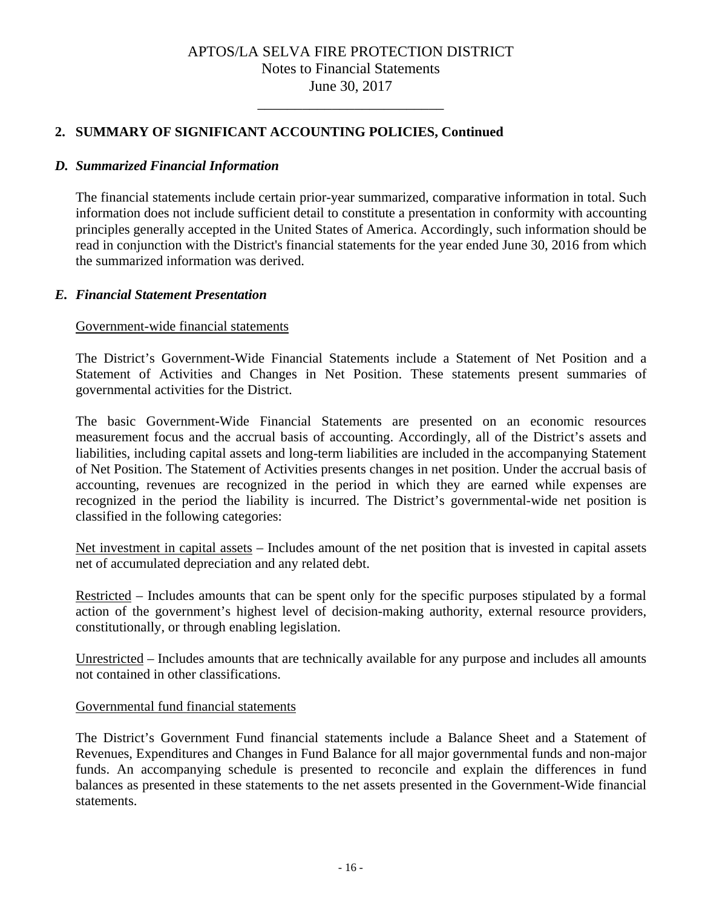## 2. SUMMARY OF SIGNIFICANT ACCOUNTING POLICIES, Continued

### *D. Summarized Financial Information*

The financial statements include certain prior-year summarized, comparative information in total. Such information does not include sufficient detail to constitute a presentation in conformity with accounting principles generally accepted in the United States of America. Accordingly, such information should be read in conjunction with the District's financial statements for the year ended June 30, 2016 from which the summarized information was derived.

### *E. Financial Statement Presentation*

Government-wide financial statements

The District's Government-Wide Financial Statements include a Statement of Net Position and a Statement of Activities and Changes in Net Position. These statements present summaries of governmental activities for the District.

The basic Government-Wide Financial Statements are presented on an economic resources measurement focus and the accrual basis of accounting. Accordingly, all of the District's assets and liabilities, including capital assets and long-term liabilities are included in the accompanying Statement of Net Position. The Statement of Activities presents changes in net position. Under the accrual basis of accounting, revenues are recognized in the period in which they are earned while expenses are recognized in the period the liability is incurred. The District's governmental-wide net position is classified in the following categories:

Net investment in capital assets – Includes amount of the net position that is invested in capital assets net of accumulated depreciation and any related debt.

Restricted – Includes amounts that can be spent only for the specific purposes stipulated by a formal action of the government's highest level of decision-making authority, external resource providers, constitutionally, or through enabling legislation.

Unrestricted – Includes amounts that are technically available for any purpose and includes all amounts not contained in other classifications.

Governmental fund financial statements

The District's Government Fund financial statements include a Balance Sheet and a Statement of Revenues, Expenditures and Changes in Fund Balance for all major governmental funds and non-major funds. An accompanying schedule is presented to reconcile and explain the differences in fund balances as presented in these statements to the net assets presented in the Government-Wide financial statements.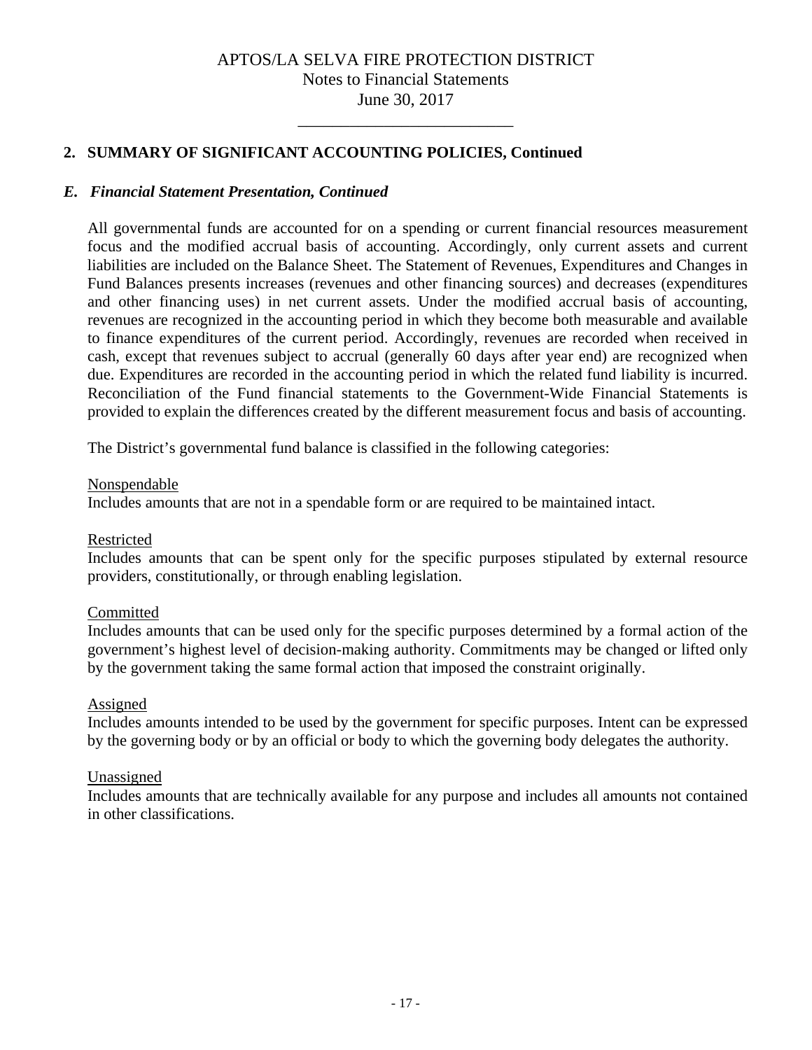## 2. SUMMARY OF SIGNIFICANT ACCOUNTING POLICIES, Continued

### *E. Financial Statement Presentation, Continued*

All governmental funds are accounted for on a spending or current financial resources measurement focus and the modified accrual basis of accounting. Accordingly, only current assets and current liabilities are included on the Balance Sheet. The Statement of Revenues, Expenditures and Changes in Fund Balances presents increases (revenues and other financing sources) and decreases (expenditures and other financing uses) in net current assets. Under the modified accrual basis of accounting, revenues are recognized in the accounting period in which they become both measurable and available to finance expenditures of the current period. Accordingly, revenues are recorded when received in cash, except that revenues subject to accrual (generally 60 days after year end) are recognized when due. Expenditures are recorded in the accounting period in which the related fund liability is incurred. Reconciliation of the Fund financial statements to the Government-Wide Financial Statements is provided to explain the differences created by the different measurement focus and basis of accounting.

The District's governmental fund balance is classified in the following categories:

Nonspendable
Includes amounts that are not in a spendable form or are required to be maintained intact.

Restricted
Includes amounts that can be spent only for the specific purposes stipulated by external resource providers, constitutionally, or through enabling legislation.

Committed
Includes amounts that can be used only for the specific purposes determined by a formal action of the government's highest level of decision-making authority. Commitments may be changed or lifted only by the government taking the same formal action that imposed the constraint originally.

Assigned
Includes amounts intended to be used by the government for specific purposes. Intent can be expressed by the governing body or by an official or body to which the governing body delegates the authority.

Unassigned
Includes amounts that are technically available for any purpose and includes all amounts not contained in other classifications.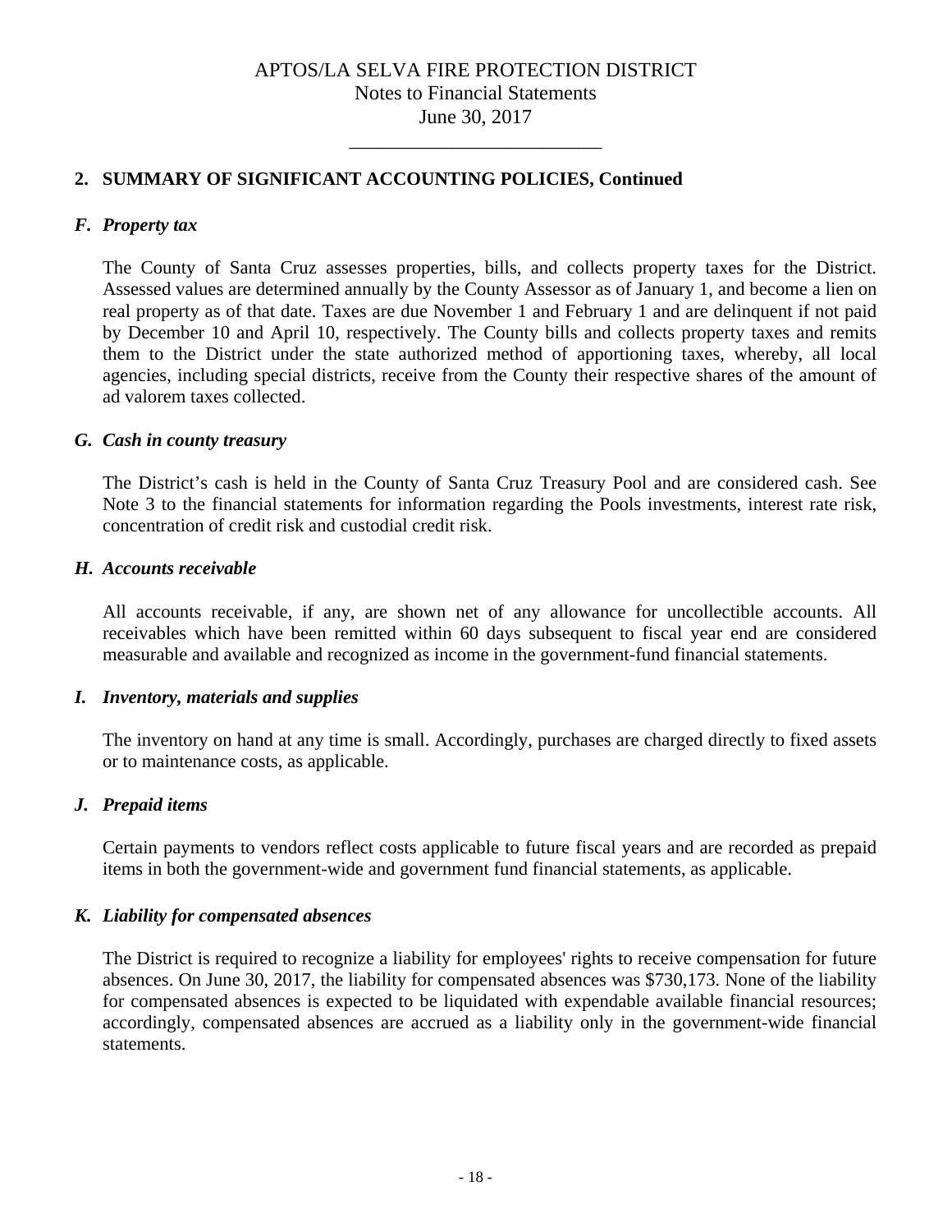## 2. SUMMARY OF SIGNIFICANT ACCOUNTING POLICIES, Continued

### *F. Property tax*

The County of Santa Cruz assesses properties, bills, and collects property taxes for the District. Assessed values are determined annually by the County Assessor as of January 1, and become a lien on real property as of that date. Taxes are due November 1 and February 1 and are delinquent if not paid by December 10 and April 10, respectively. The County bills and collects property taxes and remits them to the District under the state authorized method of apportioning taxes, whereby, all local agencies, including special districts, receive from the County their respective shares of the amount of ad valorem taxes collected.

### *G. Cash in county treasury*

The District's cash is held in the County of Santa Cruz Treasury Pool and are considered cash. See Note 3 to the financial statements for information regarding the Pools investments, interest rate risk, concentration of credit risk and custodial credit risk.

### *H. Accounts receivable*

All accounts receivable, if any, are shown net of any allowance for uncollectible accounts. All receivables which have been remitted within 60 days subsequent to fiscal year end are considered measurable and available and recognized as income in the government-fund financial statements.

### *I. Inventory, materials and supplies*

The inventory on hand at any time is small. Accordingly, purchases are charged directly to fixed assets or to maintenance costs, as applicable.

### *J. Prepaid items*

Certain payments to vendors reflect costs applicable to future fiscal years and are recorded as prepaid items in both the government-wide and government fund financial statements, as applicable.

### *K. Liability for compensated absences*

The District is required to recognize a liability for employees' rights to receive compensation for future absences. On June 30, 2017, the liability for compensated absences was $730,173. None of the liability for compensated absences is expected to be liquidated with expendable available financial resources; accordingly, compensated absences are accrued as a liability only in the government-wide financial statements.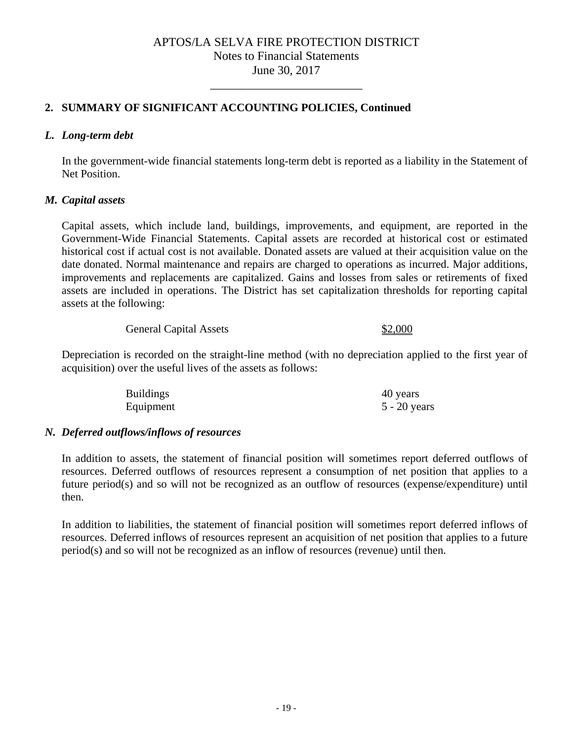## 2. SUMMARY OF SIGNIFICANT ACCOUNTING POLICIES, Continued

### *L. Long-term debt*

In the government-wide financial statements long-term debt is reported as a liability in the Statement of Net Position.

### *M. Capital assets*

Capital assets, which include land, buildings, improvements, and equipment, are reported in the Government-Wide Financial Statements. Capital assets are recorded at historical cost or estimated historical cost if actual cost is not available. Donated assets are valued at their acquisition value on the date donated. Normal maintenance and repairs are charged to operations as incurred. Major additions, improvements and replacements are capitalized. Gains and losses from sales or retirements of fixed assets are included in operations. The District has set capitalization thresholds for reporting capital assets at the following:

| | |
|---|---|
| General Capital Assets | $2,000 |

Depreciation is recorded on the straight-line method (with no depreciation applied to the first year of acquisition) over the useful lives of the assets as follows:

| | |
|---|---|
| Buildings | 40 years |
| Equipment | 5 - 20 years |

### *N. Deferred outflows/inflows of resources*

In addition to assets, the statement of financial position will sometimes report deferred outflows of resources. Deferred outflows of resources represent a consumption of net position that applies to a future period(s) and so will not be recognized as an outflow of resources (expense/expenditure) until then.

In addition to liabilities, the statement of financial position will sometimes report deferred inflows of resources. Deferred inflows of resources represent an acquisition of net position that applies to a future period(s) and so will not be recognized as an inflow of resources (revenue) until then.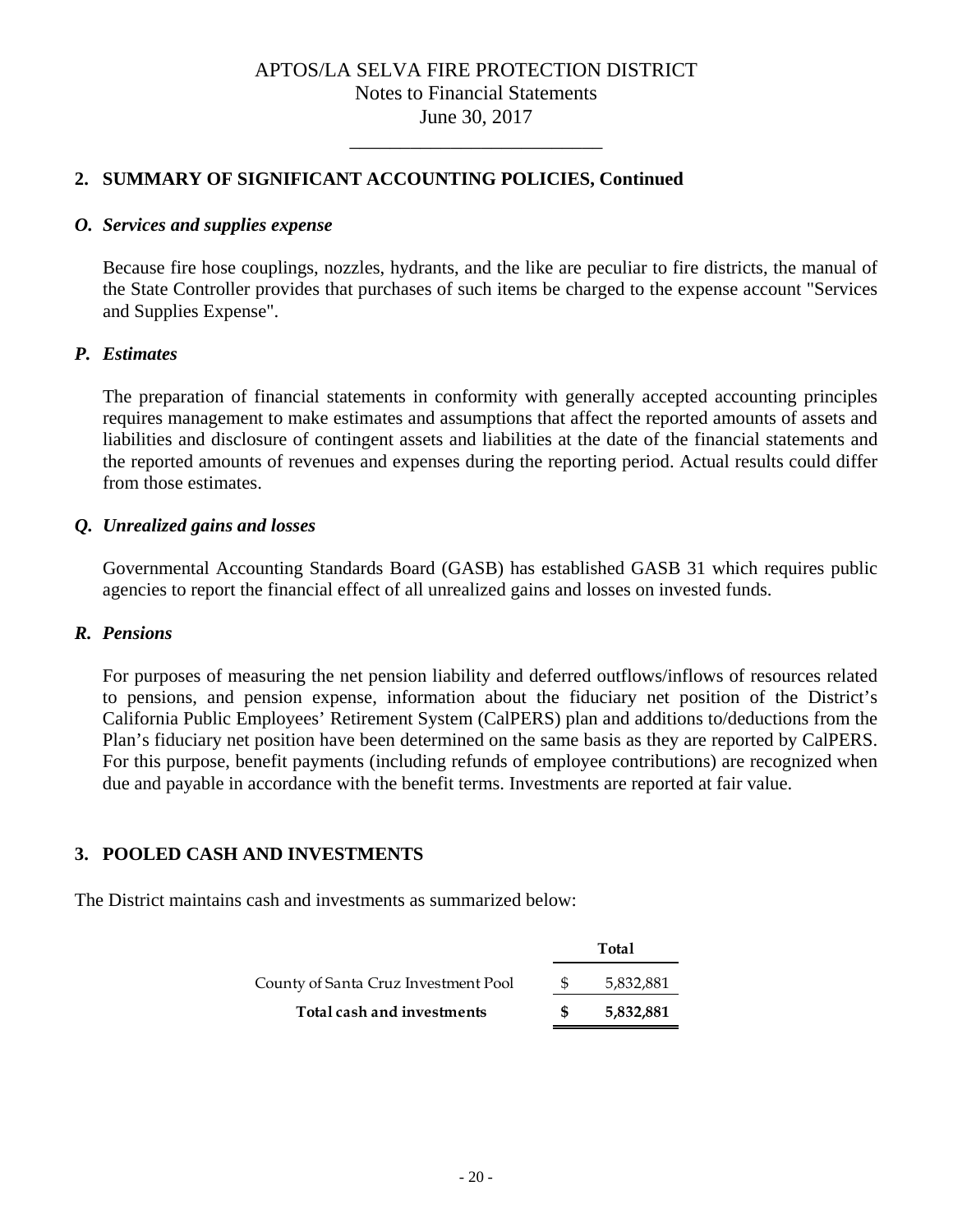APTOS/LA SELVA FIRE PROTECTION DISTRICT
Notes to Financial Statements
June 30, 2017

## 2. SUMMARY OF SIGNIFICANT ACCOUNTING POLICIES, Continued

### *O. Services and supplies expense*

Because fire hose couplings, nozzles, hydrants, and the like are peculiar to fire districts, the manual of the State Controller provides that purchases of such items be charged to the expense account "Services and Supplies Expense".

### *P. Estimates*

The preparation of financial statements in conformity with generally accepted accounting principles requires management to make estimates and assumptions that affect the reported amounts of assets and liabilities and disclosure of contingent assets and liabilities at the date of the financial statements and the reported amounts of revenues and expenses during the reporting period. Actual results could differ from those estimates.

### *Q. Unrealized gains and losses*

Governmental Accounting Standards Board (GASB) has established GASB 31 which requires public agencies to report the financial effect of all unrealized gains and losses on invested funds.

### *R. Pensions*

For purposes of measuring the net pension liability and deferred outflows/inflows of resources related to pensions, and pension expense, information about the fiduciary net position of the District's California Public Employees' Retirement System (CalPERS) plan and additions to/deductions from the Plan's fiduciary net position have been determined on the same basis as they are reported by CalPERS. For this purpose, benefit payments (including refunds of employee contributions) are recognized when due and payable in accordance with the benefit terms. Investments are reported at fair value.

## 3. POOLED CASH AND INVESTMENTS

The District maintains cash and investments as summarized below:

| | Total |
|---|---|
| County of Santa Cruz Investment Pool | $ 5,832,881 |
| **Total cash and investments** | **$ 5,832,881** |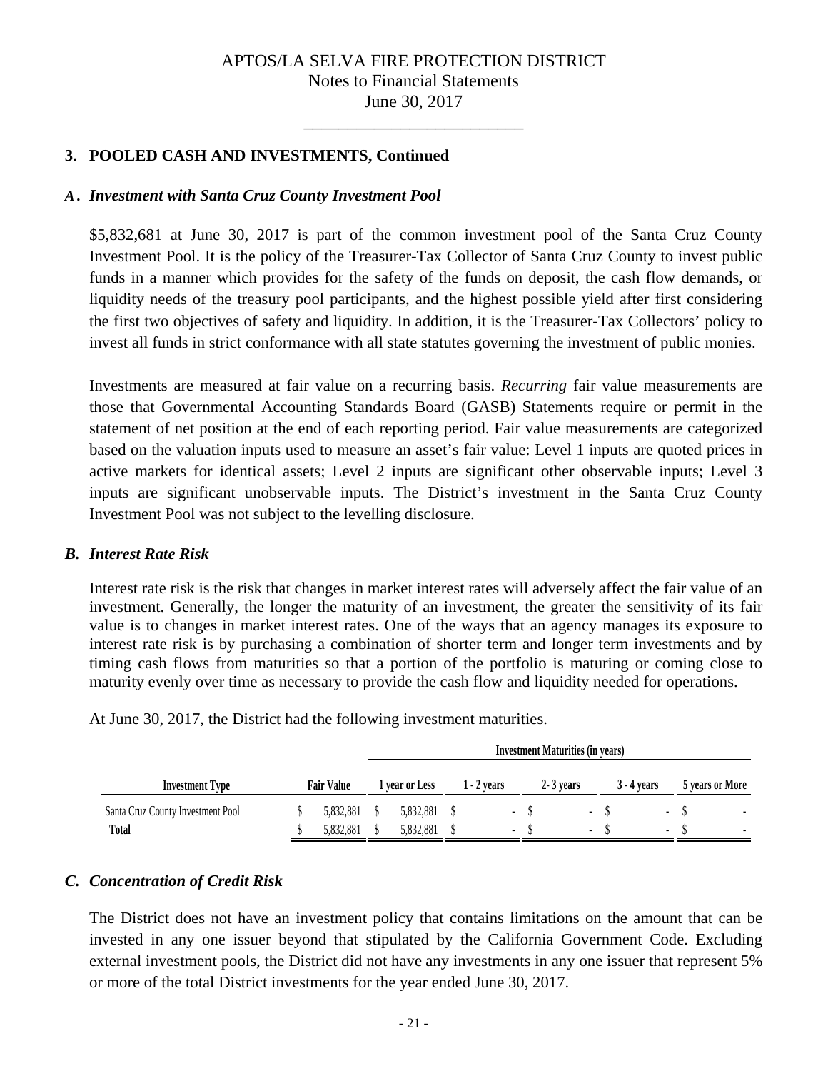## 3. POOLED CASH AND INVESTMENTS, Continued

### *A. Investment with Santa Cruz County Investment Pool*

\$5,832,681 at June 30, 2017 is part of the common investment pool of the Santa Cruz County Investment Pool. It is the policy of the Treasurer-Tax Collector of Santa Cruz County to invest public funds in a manner which provides for the safety of the funds on deposit, the cash flow demands, or liquidity needs of the treasury pool participants, and the highest possible yield after first considering the first two objectives of safety and liquidity. In addition, it is the Treasurer-Tax Collectors' policy to invest all funds in strict conformance with all state statutes governing the investment of public monies.

Investments are measured at fair value on a recurring basis. *Recurring* fair value measurements are those that Governmental Accounting Standards Board (GASB) Statements require or permit in the statement of net position at the end of each reporting period. Fair value measurements are categorized based on the valuation inputs used to measure an asset's fair value: Level 1 inputs are quoted prices in active markets for identical assets; Level 2 inputs are significant other observable inputs; Level 3 inputs are significant unobservable inputs. The District's investment in the Santa Cruz County Investment Pool was not subject to the levelling disclosure.

### *B. Interest Rate Risk*

Interest rate risk is the risk that changes in market interest rates will adversely affect the fair value of an investment. Generally, the longer the maturity of an investment, the greater the sensitivity of its fair value is to changes in market interest rates. One of the ways that an agency manages its exposure to interest rate risk is by purchasing a combination of shorter term and longer term investments and by timing cash flows from maturities so that a portion of the portfolio is maturing or coming close to maturity evenly over time as necessary to provide the cash flow and liquidity needed for operations.

At June 30, 2017, the District had the following investment maturities.

| | | Investment Maturities (in years) | | | | |
|---|---|---|---|---|---|---|
| **Investment Type** | **Fair Value** | **1 year or Less** | **1 - 2 years** | **2- 3 years** | **3 - 4 years** | **5 years or More** |
| Santa Cruz County Investment Pool | \$ 5,832,881 | \$ 5,832,881 | \$ - | \$ - | \$ - | \$ - |
| **Total** | \$ 5,832,881 | \$ 5,832,881 | \$ - | \$ - | \$ - | \$ - |

### *C. Concentration of Credit Risk*

The District does not have an investment policy that contains limitations on the amount that can be invested in any one issuer beyond that stipulated by the California Government Code. Excluding external investment pools, the District did not have any investments in any one issuer that represent 5% or more of the total District investments for the year ended June 30, 2017.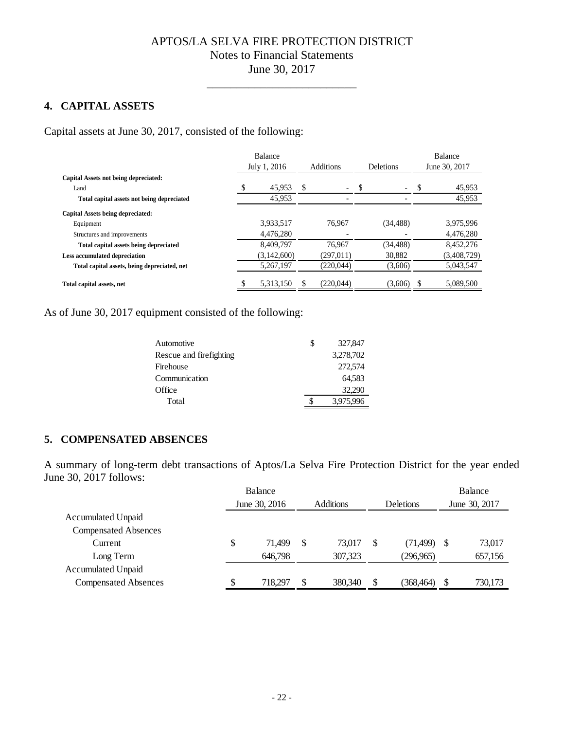# APTOS/LA SELVA FIRE PROTECTION DISTRICT
## Notes to Financial Statements
## June 30, 2017

### 4. CAPITAL ASSETS

Capital assets at June 30, 2017, consisted of the following:

| | Balance July 1, 2016 | Additions | Deletions | Balance June 30, 2017 |
|---|---|---|---|---|
| **Capital Assets not being depreciated:** | | | | |
| Land | $ 45,953 | $ - | $ - | $ 45,953 |
| **Total capital assets not being depreciated** | 45,953 | - | - | 45,953 |
| **Capital Assets being depreciated:** | | | | |
| Equipment | 3,933,517 | 76,967 | (34,488) | 3,975,996 |
| Structures and improvements | 4,476,280 | - | - | 4,476,280 |
| **Total capital assets being depreciated** | 8,409,797 | 76,967 | (34,488) | 8,452,276 |
| **Less accumulated depreciation** | (3,142,600) | (297,011) | 30,882 | (3,408,729) |
| **Total capital assets, being depreciated, net** | 5,267,197 | (220,044) | (3,606) | 5,043,547 |
| **Total capital assets, net** | $ 5,313,150 | $ (220,044) | (3,606) | $ 5,089,500 |

As of June 30, 2017 equipment consisted of the following:

| | |
|---|---|
| Automotive | $ 327,847 |
| Rescue and firefighting | 3,278,702 |
| Firehouse | 272,574 |
| Communication | 64,583 |
| Office | 32,290 |
| Total | $ 3,975,996 |

### 5. COMPENSATED ABSENCES

A summary of long-term debt transactions of Aptos/La Selva Fire Protection District for the year ended June 30, 2017 follows:

| | Balance June 30, 2016 | Additions | Deletions | Balance June 30, 2017 |
|---|---|---|---|---|
| Accumulated Unpaid Compensated Absences | | | | |
| Current | $ 71,499 | $ 73,017 | $ (71,499) | $ 73,017 |
| Long Term | 646,798 | 307,323 | (296,965) | 657,156 |
| Accumulated Unpaid Compensated Absences | $ 718,297 | $ 380,340 | $ (368,464) | $ 730,173 |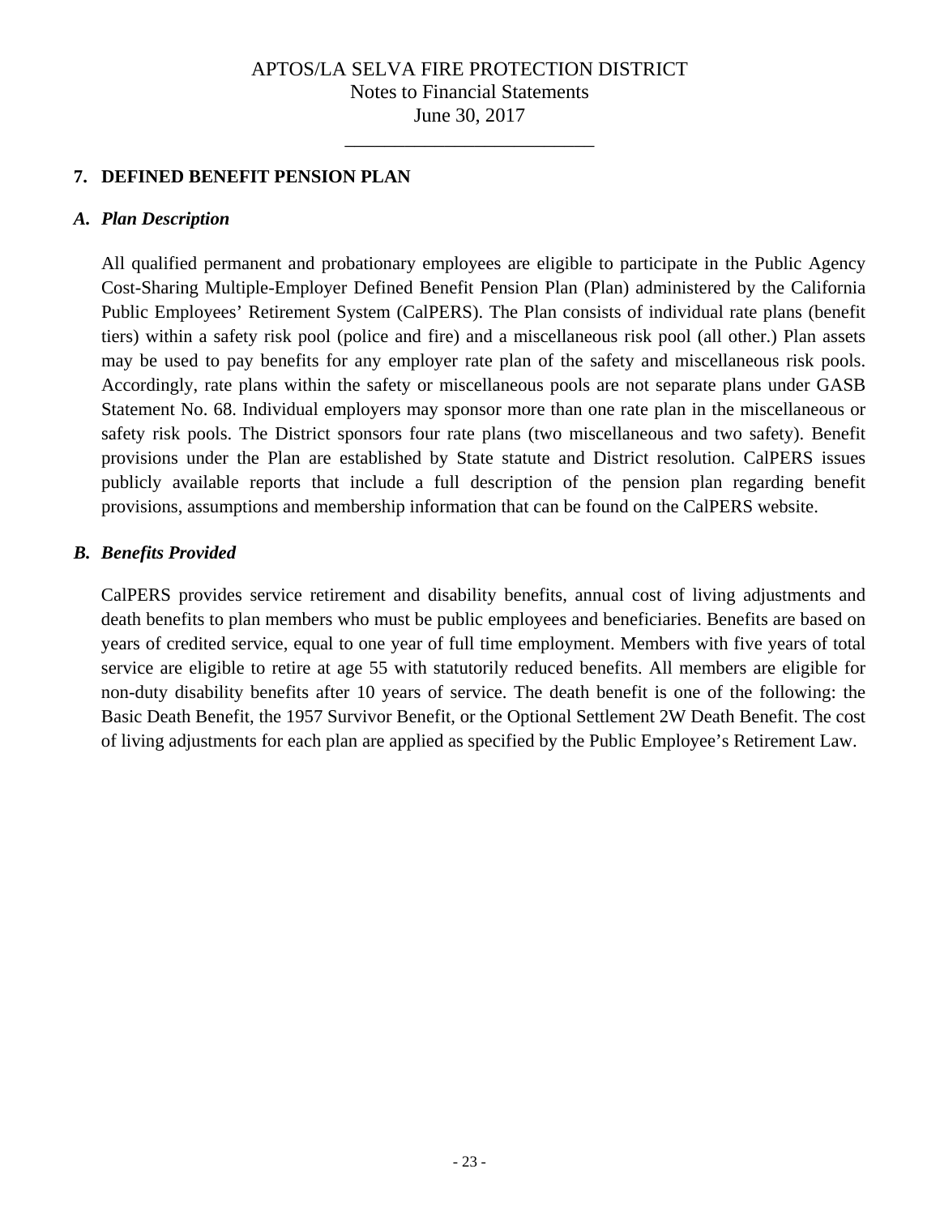APTOS/LA SELVA FIRE PROTECTION DISTRICT
Notes to Financial Statements
June 30, 2017

## 7. DEFINED BENEFIT PENSION PLAN

### *A. Plan Description*

All qualified permanent and probationary employees are eligible to participate in the Public Agency Cost-Sharing Multiple-Employer Defined Benefit Pension Plan (Plan) administered by the California Public Employees' Retirement System (CalPERS). The Plan consists of individual rate plans (benefit tiers) within a safety risk pool (police and fire) and a miscellaneous risk pool (all other.) Plan assets may be used to pay benefits for any employer rate plan of the safety and miscellaneous risk pools. Accordingly, rate plans within the safety or miscellaneous pools are not separate plans under GASB Statement No. 68. Individual employers may sponsor more than one rate plan in the miscellaneous or safety risk pools. The District sponsors four rate plans (two miscellaneous and two safety). Benefit provisions under the Plan are established by State statute and District resolution. CalPERS issues publicly available reports that include a full description of the pension plan regarding benefit provisions, assumptions and membership information that can be found on the CalPERS website.

### *B. Benefits Provided*

CalPERS provides service retirement and disability benefits, annual cost of living adjustments and death benefits to plan members who must be public employees and beneficiaries. Benefits are based on years of credited service, equal to one year of full time employment. Members with five years of total service are eligible to retire at age 55 with statutorily reduced benefits. All members are eligible for non-duty disability benefits after 10 years of service. The death benefit is one of the following: the Basic Death Benefit, the 1957 Survivor Benefit, or the Optional Settlement 2W Death Benefit. The cost of living adjustments for each plan are applied as specified by the Public Employee's Retirement Law.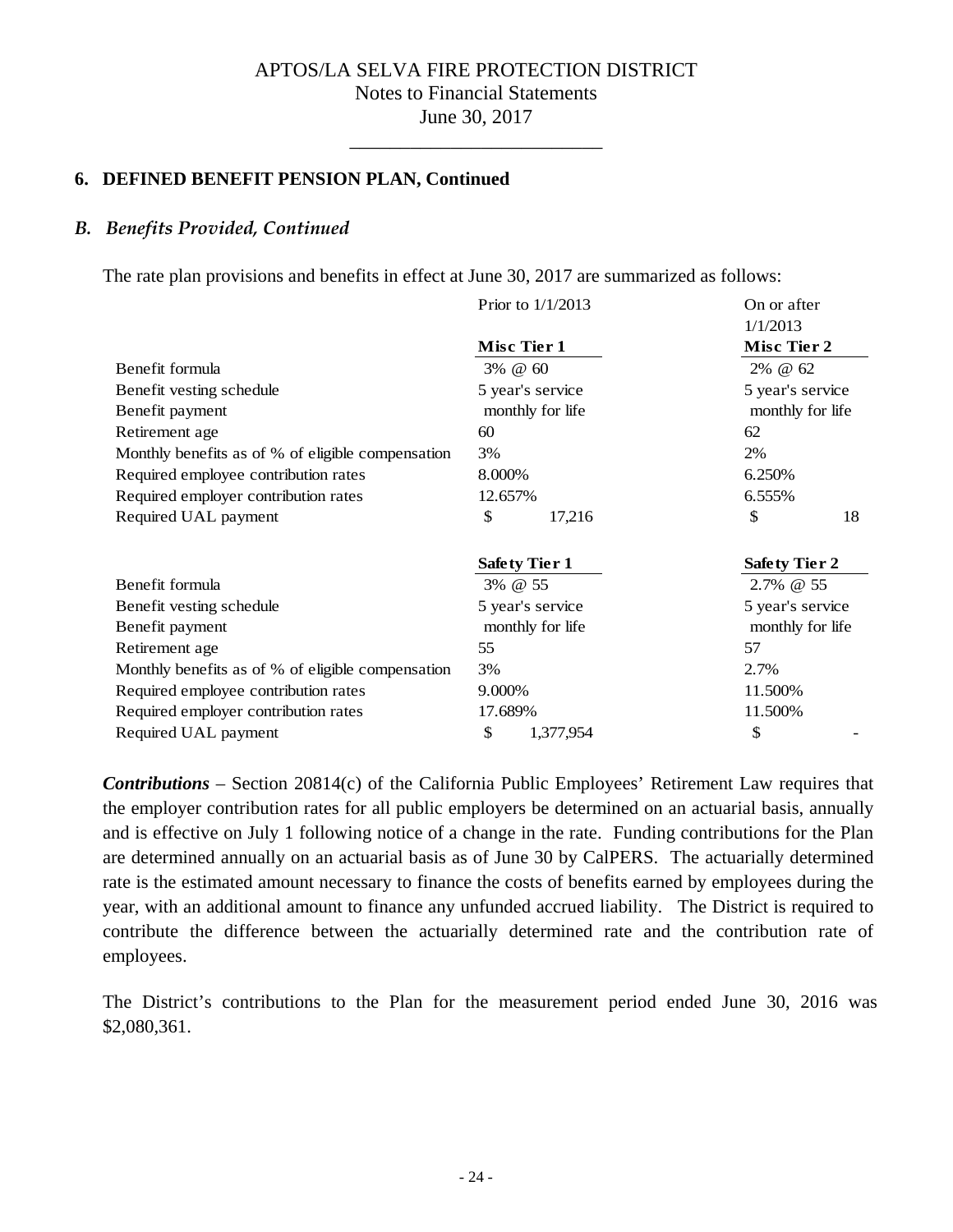APTOS/LA SELVA FIRE PROTECTION DISTRICT
Notes to Financial Statements
June 30, 2017

## 6. DEFINED BENEFIT PENSION PLAN, Continued

### *B. Benefits Provided, Continued*

The rate plan provisions and benefits in effect at June 30, 2017 are summarized as follows:

| | Prior to 1/1/2013 | On or after 1/1/2013 |
|---|---|---|
| | **Misc Tier 1** | **Misc Tier 2** |
| Benefit formula | 3% @ 60 | 2% @ 62 |
| Benefit vesting schedule | 5 year's service | 5 year's service |
| Benefit payment | monthly for life | monthly for life |
| Retirement age | 60 | 62 |
| Monthly benefits as of % of eligible compensation | 3% | 2% |
| Required employee contribution rates | 8.000% | 6.250% |
| Required employer contribution rates | 12.657% | 6.555% |
| Required UAL payment | $ 17,216 | $ 18 |
| | **Safety Tier 1** | **Safety Tier 2** |
| Benefit formula | 3% @ 55 | 2.7% @ 55 |
| Benefit vesting schedule | 5 year's service | 5 year's service |
| Benefit payment | monthly for life | monthly for life |
| Retirement age | 55 | 57 |
| Monthly benefits as of % of eligible compensation | 3% | 2.7% |
| Required employee contribution rates | 9.000% | 11.500% |
| Required employer contribution rates | 17.689% | 11.500% |
| Required UAL payment | $ 1,377,954 | $ - |

***Contributions*** – Section 20814(c) of the California Public Employees' Retirement Law requires that the employer contribution rates for all public employers be determined on an actuarial basis, annually and is effective on July 1 following notice of a change in the rate. Funding contributions for the Plan are determined annually on an actuarial basis as of June 30 by CalPERS. The actuarially determined rate is the estimated amount necessary to finance the costs of benefits earned by employees during the year, with an additional amount to finance any unfunded accrued liability. The District is required to contribute the difference between the actuarially determined rate and the contribution rate of employees.

The District's contributions to the Plan for the measurement period ended June 30, 2016 was $2,080,361.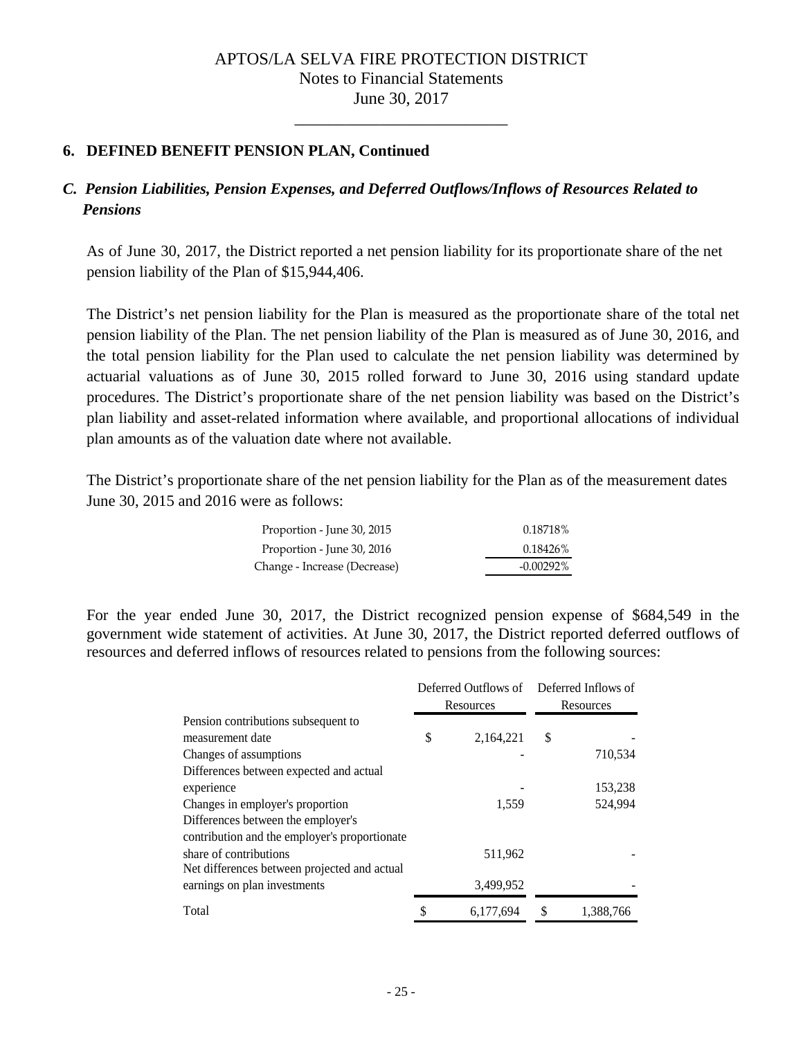## 6. DEFINED BENEFIT PENSION PLAN, Continued

### *C. Pension Liabilities, Pension Expenses, and Deferred Outflows/Inflows of Resources Related to Pensions*

As of June 30, 2017, the District reported a net pension liability for its proportionate share of the net pension liability of the Plan of $15,944,406.

The District's net pension liability for the Plan is measured as the proportionate share of the total net pension liability of the Plan. The net pension liability of the Plan is measured as of June 30, 2016, and the total pension liability for the Plan used to calculate the net pension liability was determined by actuarial valuations as of June 30, 2015 rolled forward to June 30, 2016 using standard update procedures. The District's proportionate share of the net pension liability was based on the District's plan liability and asset-related information where available, and proportional allocations of individual plan amounts as of the valuation date where not available.

The District's proportionate share of the net pension liability for the Plan as of the measurement dates June 30, 2015 and 2016 were as follows:

| | |
|---|---|
| Proportion - June 30, 2015 | 0.18718% |
| Proportion - June 30, 2016 | 0.18426% |
| Change - Increase (Decrease) | -0.00292% |

For the year ended June 30, 2017, the District recognized pension expense of $684,549 in the government wide statement of activities. At June 30, 2017, the District reported deferred outflows of resources and deferred inflows of resources related to pensions from the following sources:

| | Deferred Outflows of Resources | Deferred Inflows of Resources |
|---|---|---|
| Pension contributions subsequent to measurement date | $ 2,164,221 | $ - |
| Changes of assumptions | - | 710,534 |
| Differences between expected and actual experience | - | 153,238 |
| Changes in employer's proportion | 1,559 | 524,994 |
| Differences between the employer's contribution and the employer's proportionate share of contributions | 511,962 | - |
| Net differences between projected and actual earnings on plan investments | 3,499,952 | - |
| Total | $ 6,177,694 | $ 1,388,766 |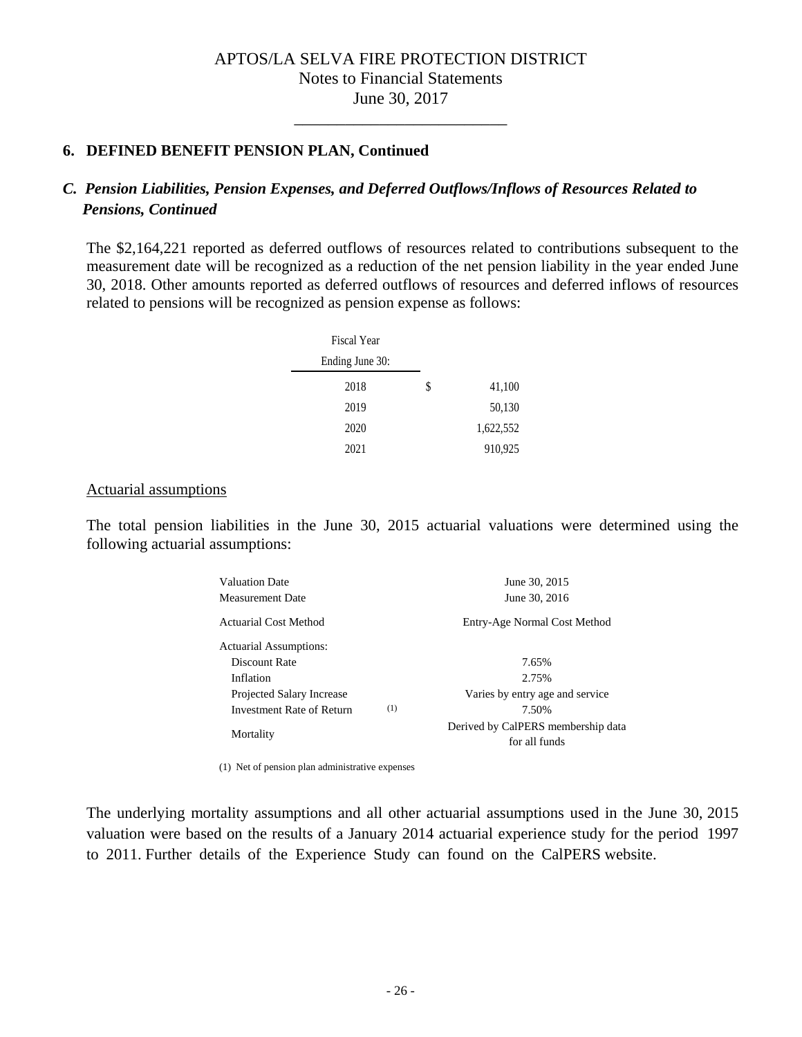## 6. DEFINED BENEFIT PENSION PLAN, Continued

### *C. Pension Liabilities, Pension Expenses, and Deferred Outflows/Inflows of Resources Related to Pensions, Continued*

The $2,164,221 reported as deferred outflows of resources related to contributions subsequent to the measurement date will be recognized as a reduction of the net pension liability in the year ended June 30, 2018. Other amounts reported as deferred outflows of resources and deferred inflows of resources related to pensions will be recognized as pension expense as follows:

| Fiscal Year Ending June 30: | | |
|---|---|---|
| 2018 | $ | 41,100 |
| 2019 | | 50,130 |
| 2020 | | 1,622,552 |
| 2021 | | 910,925 |

<u>Actuarial assumptions</u>

The total pension liabilities in the June 30, 2015 actuarial valuations were determined using the following actuarial assumptions:

| | | |
|---|---|---|
| Valuation Date | | June 30, 2015 |
| Measurement Date | | June 30, 2016 |
| Actuarial Cost Method | | Entry-Age Normal Cost Method |
| Actuarial Assumptions: | | |
| Discount Rate | | 7.65% |
| Inflation | | 2.75% |
| Projected Salary Increase | | Varies by entry age and service |
| Investment Rate of Return | (1) | 7.50% |
| Mortality | | Derived by CalPERS membership data for all funds |

(1) Net of pension plan administrative expenses

The underlying mortality assumptions and all other actuarial assumptions used in the June 30, 2015 valuation were based on the results of a January 2014 actuarial experience study for the period 1997 to 2011. Further details of the Experience Study can found on the CalPERS website.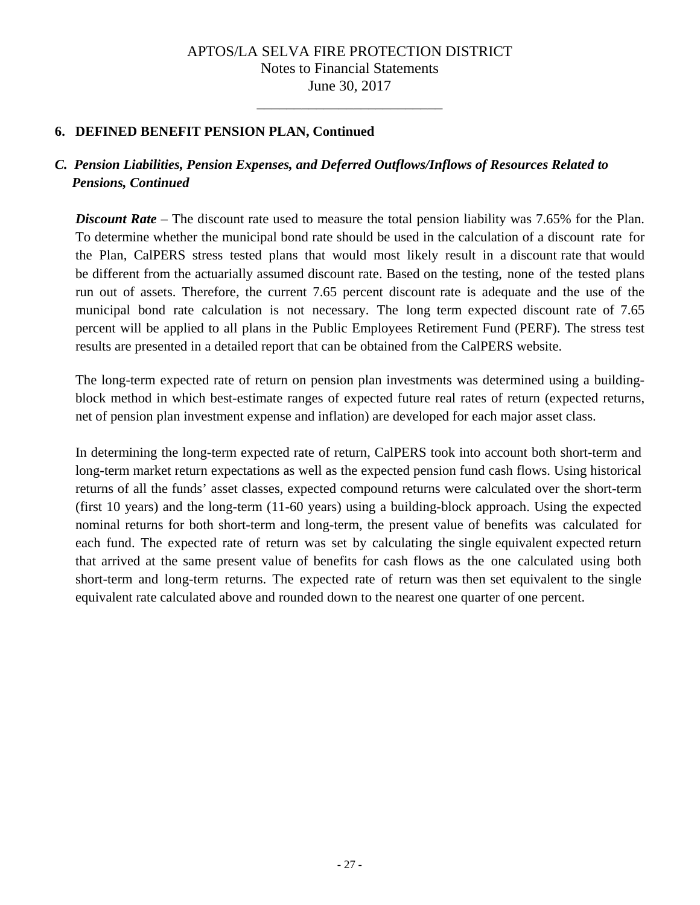## 6. DEFINED BENEFIT PENSION PLAN, Continued

### *C. Pension Liabilities, Pension Expenses, and Deferred Outflows/Inflows of Resources Related to Pensions, Continued*

***Discount Rate*** – The discount rate used to measure the total pension liability was 7.65% for the Plan. To determine whether the municipal bond rate should be used in the calculation of a discount rate for the Plan, CalPERS stress tested plans that would most likely result in a discount rate that would be different from the actuarially assumed discount rate. Based on the testing, none of the tested plans run out of assets. Therefore, the current 7.65 percent discount rate is adequate and the use of the municipal bond rate calculation is not necessary. The long term expected discount rate of 7.65 percent will be applied to all plans in the Public Employees Retirement Fund (PERF). The stress test results are presented in a detailed report that can be obtained from the CalPERS website.

The long-term expected rate of return on pension plan investments was determined using a building-block method in which best-estimate ranges of expected future real rates of return (expected returns, net of pension plan investment expense and inflation) are developed for each major asset class.

In determining the long-term expected rate of return, CalPERS took into account both short-term and long-term market return expectations as well as the expected pension fund cash flows. Using historical returns of all the funds' asset classes, expected compound returns were calculated over the short-term (first 10 years) and the long-term (11-60 years) using a building-block approach. Using the expected nominal returns for both short-term and long-term, the present value of benefits was calculated for each fund. The expected rate of return was set by calculating the single equivalent expected return that arrived at the same present value of benefits for cash flows as the one calculated using both short-term and long-term returns. The expected rate of return was then set equivalent to the single equivalent rate calculated above and rounded down to the nearest one quarter of one percent.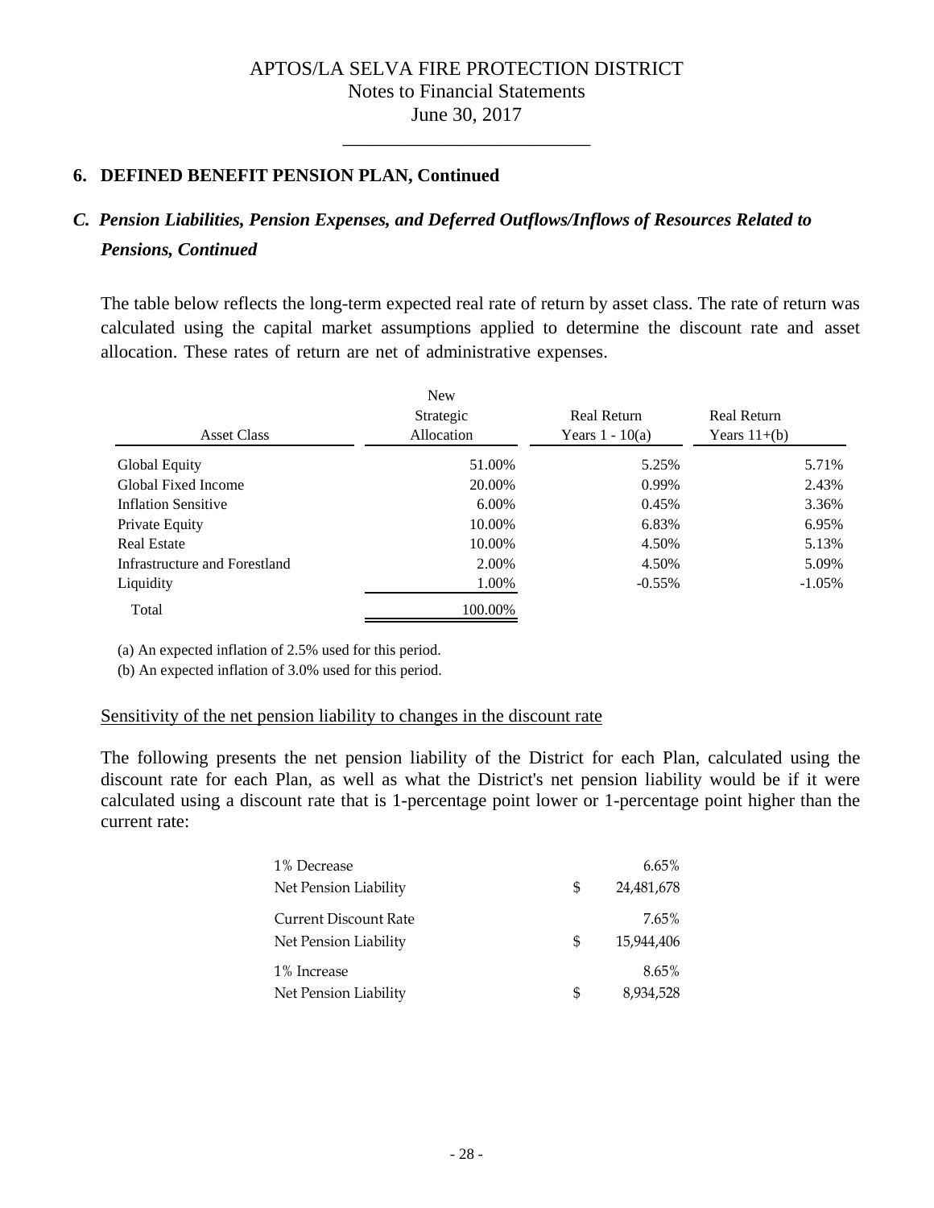# APTOS/LA SELVA FIRE PROTECTION DISTRICT
Notes to Financial Statements
June 30, 2017

## 6. DEFINED BENEFIT PENSION PLAN, Continued

### *C. Pension Liabilities, Pension Expenses, and Deferred Outflows/Inflows of Resources Related to Pensions, Continued*

The table below reflects the long-term expected real rate of return by asset class. The rate of return was calculated using the capital market assumptions applied to determine the discount rate and asset allocation. These rates of return are net of administrative expenses.

| Asset Class | New Strategic Allocation | Real Return Years 1 - 10(a) | Real Return Years 11+(b) |
|---|---|---|---|
| Global Equity | 51.00% | 5.25% | 5.71% |
| Global Fixed Income | 20.00% | 0.99% | 2.43% |
| Inflation Sensitive | 6.00% | 0.45% | 3.36% |
| Private Equity | 10.00% | 6.83% | 6.95% |
| Real Estate | 10.00% | 4.50% | 5.13% |
| Infrastructure and Forestland | 2.00% | 4.50% | 5.09% |
| Liquidity | 1.00% | -0.55% | -1.05% |
| Total | 100.00% | | |

(a) An expected inflation of 2.5% used for this period.

(b) An expected inflation of 3.0% used for this period.

Sensitivity of the net pension liability to changes in the discount rate

The following presents the net pension liability of the District for each Plan, calculated using the discount rate for each Plan, as well as what the District's net pension liability would be if it were calculated using a discount rate that is 1-percentage point lower or 1-percentage point higher than the current rate:

| | | |
|---|---|---|
| 1% Decrease | | 6.65% |
| Net Pension Liability | $ | 24,481,678 |
| Current Discount Rate | | 7.65% |
| Net Pension Liability | $ | 15,944,406 |
| 1% Increase | | 8.65% |
| Net Pension Liability | $ | 8,934,528 |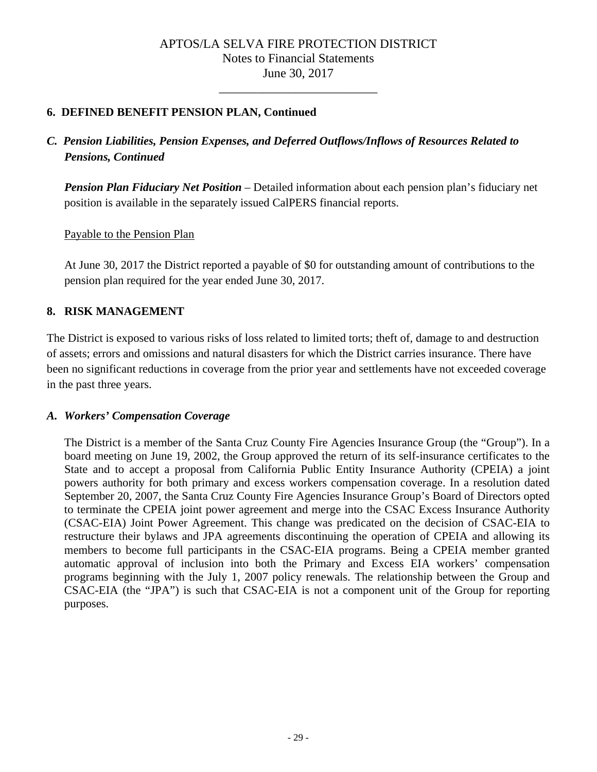## 6. DEFINED BENEFIT PENSION PLAN, Continued

### *C. Pension Liabilities, Pension Expenses, and Deferred Outflows/Inflows of Resources Related to Pensions, Continued*

***Pension Plan Fiduciary Net Position*** – Detailed information about each pension plan's fiduciary net position is available in the separately issued CalPERS financial reports.

Payable to the Pension Plan

At June 30, 2017 the District reported a payable of $0 for outstanding amount of contributions to the pension plan required for the year ended June 30, 2017.

## 8. RISK MANAGEMENT

The District is exposed to various risks of loss related to limited torts; theft of, damage to and destruction of assets; errors and omissions and natural disasters for which the District carries insurance. There have been no significant reductions in coverage from the prior year and settlements have not exceeded coverage in the past three years.

### *A. Workers' Compensation Coverage*

The District is a member of the Santa Cruz County Fire Agencies Insurance Group (the "Group"). In a board meeting on June 19, 2002, the Group approved the return of its self-insurance certificates to the State and to accept a proposal from California Public Entity Insurance Authority (CPEIA) a joint powers authority for both primary and excess workers compensation coverage. In a resolution dated September 20, 2007, the Santa Cruz County Fire Agencies Insurance Group's Board of Directors opted to terminate the CPEIA joint power agreement and merge into the CSAC Excess Insurance Authority (CSAC-EIA) Joint Power Agreement. This change was predicated on the decision of CSAC-EIA to restructure their bylaws and JPA agreements discontinuing the operation of CPEIA and allowing its members to become full participants in the CSAC-EIA programs. Being a CPEIA member granted automatic approval of inclusion into both the Primary and Excess EIA workers' compensation programs beginning with the July 1, 2007 policy renewals. The relationship between the Group and CSAC-EIA (the "JPA") is such that CSAC-EIA is not a component unit of the Group for reporting purposes.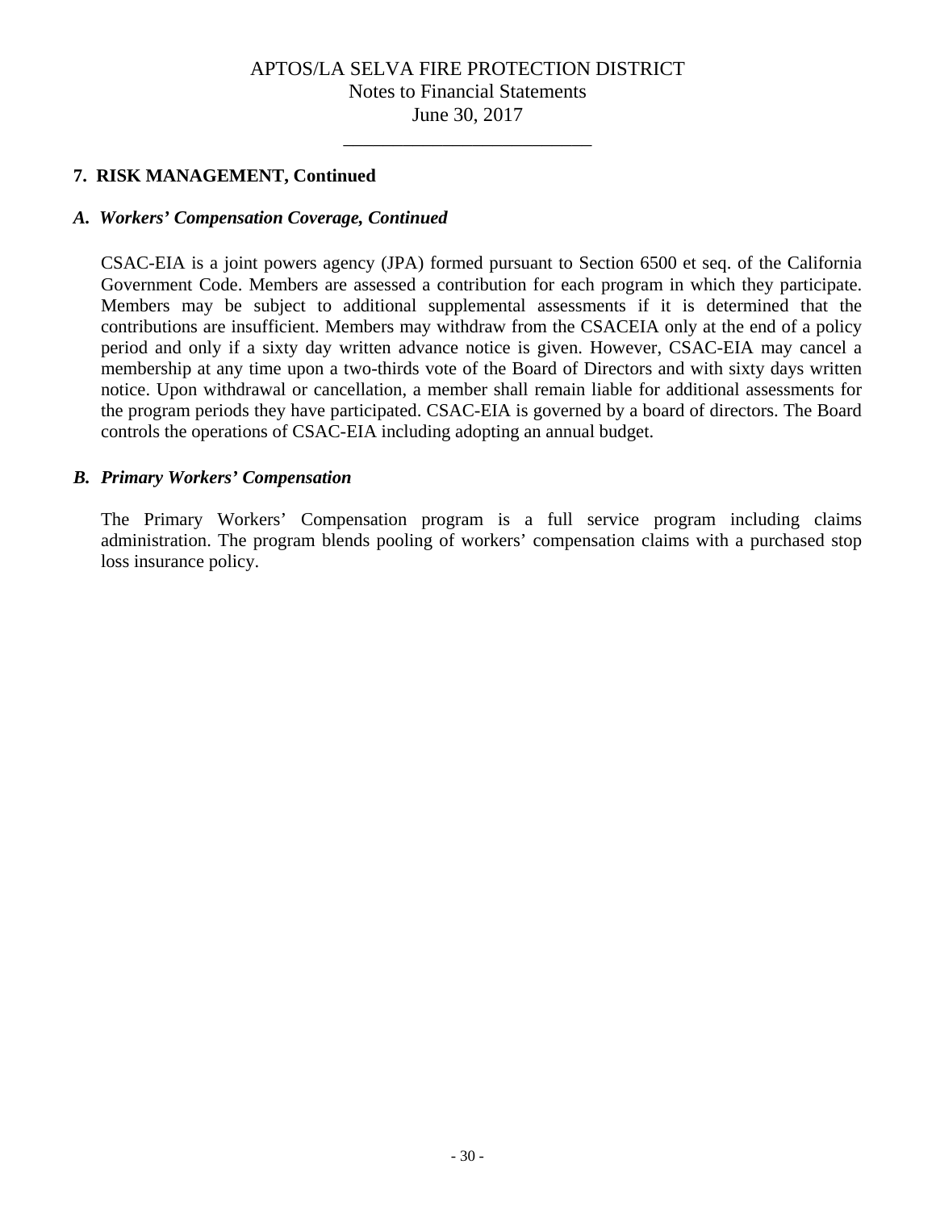## 7. RISK MANAGEMENT, Continued

### *A. Workers' Compensation Coverage, Continued*

CSAC-EIA is a joint powers agency (JPA) formed pursuant to Section 6500 et seq. of the California Government Code. Members are assessed a contribution for each program in which they participate. Members may be subject to additional supplemental assessments if it is determined that the contributions are insufficient. Members may withdraw from the CSACEIA only at the end of a policy period and only if a sixty day written advance notice is given. However, CSAC-EIA may cancel a membership at any time upon a two-thirds vote of the Board of Directors and with sixty days written notice. Upon withdrawal or cancellation, a member shall remain liable for additional assessments for the program periods they have participated. CSAC-EIA is governed by a board of directors. The Board controls the operations of CSAC-EIA including adopting an annual budget.

### *B. Primary Workers' Compensation*

The Primary Workers' Compensation program is a full service program including claims administration. The program blends pooling of workers' compensation claims with a purchased stop loss insurance policy.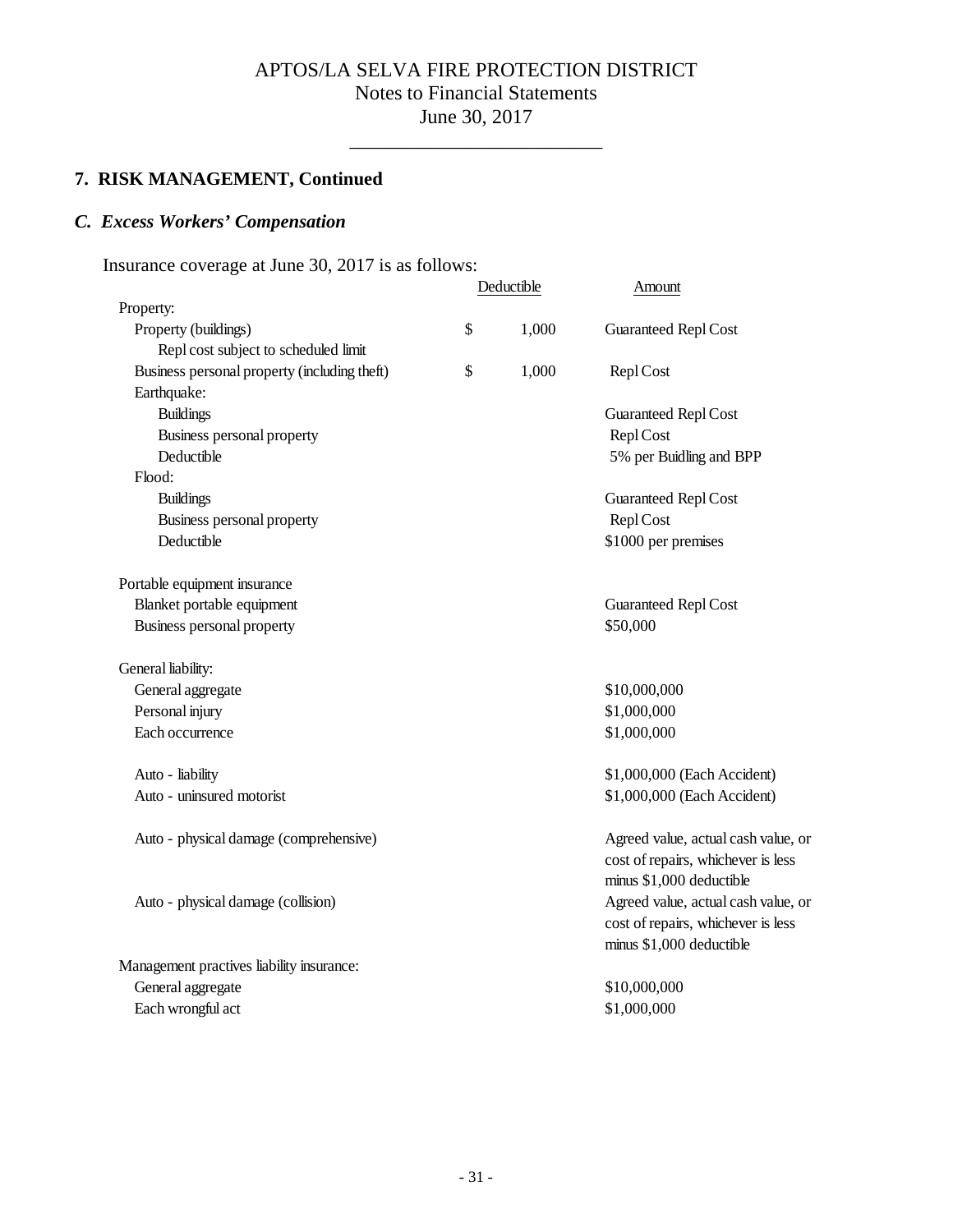APTOS/LA SELVA FIRE PROTECTION DISTRICT
Notes to Financial Statements
June 30, 2017

## 7. RISK MANAGEMENT, Continued

### *C. Excess Workers' Compensation*

Insurance coverage at June 30, 2017 is as follows:

| | Deductible | Amount |
|---|---|---|
| Property: | | |
| Property (buildings) | $ 1,000 | Guaranteed Repl Cost |
| Repl cost subject to scheduled limit | | |
| Business personal property (including theft) | $ 1,000 | Repl Cost |
| Earthquake: | | |
| Buildings | | Guaranteed Repl Cost |
| Business personal property | | Repl Cost |
| Deductible | | 5% per Buidling and BPP |
| Flood: | | |
| Buildings | | Guaranteed Repl Cost |
| Business personal property | | Repl Cost |
| Deductible | | $1000 per premises |
| | | |
| Portable equipment insurance | | |
| Blanket portable equipment | | Guaranteed Repl Cost |
| Business personal property | | $50,000 |
| | | |
| General liability: | | |
| General aggregate | | $10,000,000 |
| Personal injury | | $1,000,000 |
| Each occurrence | | $1,000,000 |
| | | |
| Auto - liability | | $1,000,000 (Each Accident) |
| Auto - uninsured motorist | | $1,000,000 (Each Accident) |
| | | |
| Auto - physical damage (comprehensive) | | Agreed value, actual cash value, or cost of repairs, whichever is less minus $1,000 deductible |
| Auto - physical damage (collision) | | Agreed value, actual cash value, or cost of repairs, whichever is less minus $1,000 deductible |
| Management practives liability insurance: | | |
| General aggregate | | $10,000,000 |
| Each wrongful act | | $1,000,000 |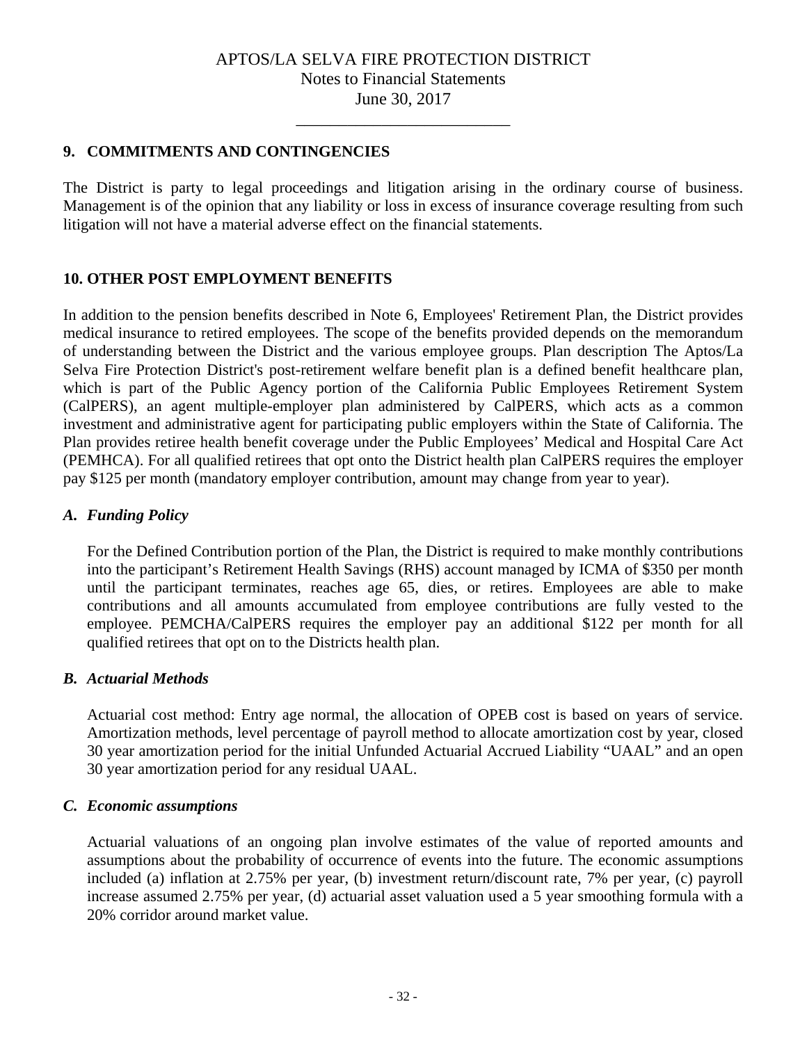## 9. COMMITMENTS AND CONTINGENCIES

The District is party to legal proceedings and litigation arising in the ordinary course of business. Management is of the opinion that any liability or loss in excess of insurance coverage resulting from such litigation will not have a material adverse effect on the financial statements.

## 10. OTHER POST EMPLOYMENT BENEFITS

In addition to the pension benefits described in Note 6, Employees' Retirement Plan, the District provides medical insurance to retired employees. The scope of the benefits provided depends on the memorandum of understanding between the District and the various employee groups. Plan description The Aptos/La Selva Fire Protection District's post-retirement welfare benefit plan is a defined benefit healthcare plan, which is part of the Public Agency portion of the California Public Employees Retirement System (CalPERS), an agent multiple-employer plan administered by CalPERS, which acts as a common investment and administrative agent for participating public employers within the State of California. The Plan provides retiree health benefit coverage under the Public Employees' Medical and Hospital Care Act (PEMHCA). For all qualified retirees that opt onto the District health plan CalPERS requires the employer pay $125 per month (mandatory employer contribution, amount may change from year to year).

### *A. Funding Policy*

For the Defined Contribution portion of the Plan, the District is required to make monthly contributions into the participant's Retirement Health Savings (RHS) account managed by ICMA of $350 per month until the participant terminates, reaches age 65, dies, or retires. Employees are able to make contributions and all amounts accumulated from employee contributions are fully vested to the employee. PEMCHA/CalPERS requires the employer pay an additional $122 per month for all qualified retirees that opt on to the Districts health plan.

### *B. Actuarial Methods*

Actuarial cost method: Entry age normal, the allocation of OPEB cost is based on years of service. Amortization methods, level percentage of payroll method to allocate amortization cost by year, closed 30 year amortization period for the initial Unfunded Actuarial Accrued Liability "UAAL" and an open 30 year amortization period for any residual UAAL.

### *C. Economic assumptions*

Actuarial valuations of an ongoing plan involve estimates of the value of reported amounts and assumptions about the probability of occurrence of events into the future. The economic assumptions included (a) inflation at 2.75% per year, (b) investment return/discount rate, 7% per year, (c) payroll increase assumed 2.75% per year, (d) actuarial asset valuation used a 5 year smoothing formula with a 20% corridor around market value.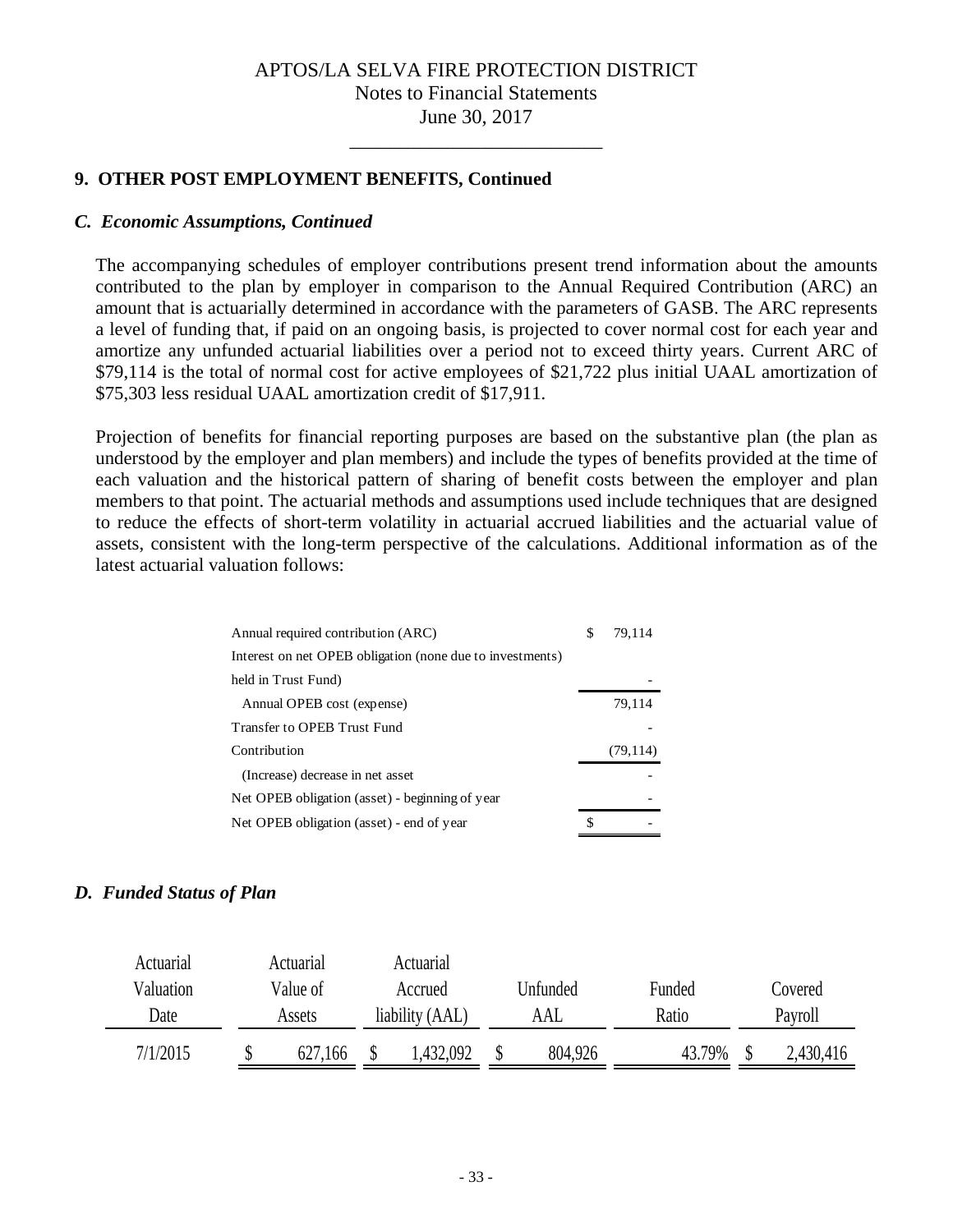## 9. OTHER POST EMPLOYMENT BENEFITS, Continued

### *C. Economic Assumptions, Continued*

The accompanying schedules of employer contributions present trend information about the amounts contributed to the plan by employer in comparison to the Annual Required Contribution (ARC) an amount that is actuarially determined in accordance with the parameters of GASB. The ARC represents a level of funding that, if paid on an ongoing basis, is projected to cover normal cost for each year and amortize any unfunded actuarial liabilities over a period not to exceed thirty years. Current ARC of $79,114 is the total of normal cost for active employees of $21,722 plus initial UAAL amortization of $75,303 less residual UAAL amortization credit of $17,911.

Projection of benefits for financial reporting purposes are based on the substantive plan (the plan as understood by the employer and plan members) and include the types of benefits provided at the time of each valuation and the historical pattern of sharing of benefit costs between the employer and plan members to that point. The actuarial methods and assumptions used include techniques that are designed to reduce the effects of short-term volatility in actuarial accrued liabilities and the actuarial value of assets, consistent with the long-term perspective of the calculations. Additional information as of the latest actuarial valuation follows:

| | |
|---|---|
| Annual required contribution (ARC) | $ 79,114 |
| Interest on net OPEB obligation (none due to investments) held in Trust Fund) | - |
| Annual OPEB cost (expense) | 79,114 |
| Transfer to OPEB Trust Fund | - |
| Contribution | (79,114) |
| (Increase) decrease in net asset | - |
| Net OPEB obligation (asset) - beginning of year | - |
| Net OPEB obligation (asset) - end of year | $ - |

### *D. Funded Status of Plan*

| Actuarial Valuation Date | Actuarial Value of Assets | Actuarial Accrued liability (AAL) | Unfunded AAL | Funded Ratio | Covered Payroll |
|---|---|---|---|---|---|
| 7/1/2015 | $ 627,166 | $ 1,432,092 | $ 804,926 | 43.79% | $ 2,430,416 |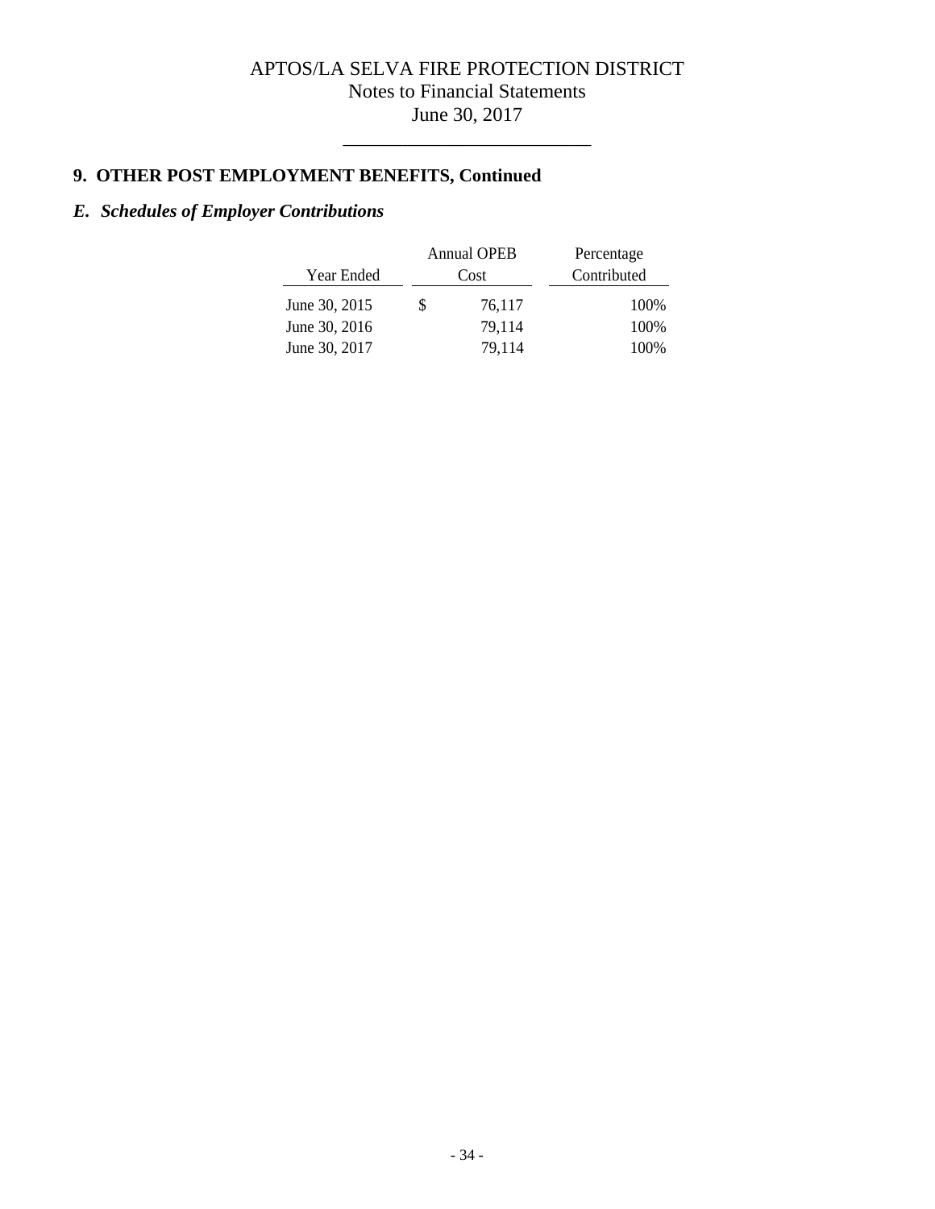APTOS/LA SELVA FIRE PROTECTION DISTRICT
Notes to Financial Statements
June 30, 2017

## 9. OTHER POST EMPLOYMENT BENEFITS, Continued

### *E. Schedules of Employer Contributions*

| Year Ended | Annual OPEB Cost | Percentage Contributed |
|---|---|---|
| June 30, 2015 | $ 76,117 | 100% |
| June 30, 2016 | 79,114 | 100% |
| June 30, 2017 | 79,114 | 100% |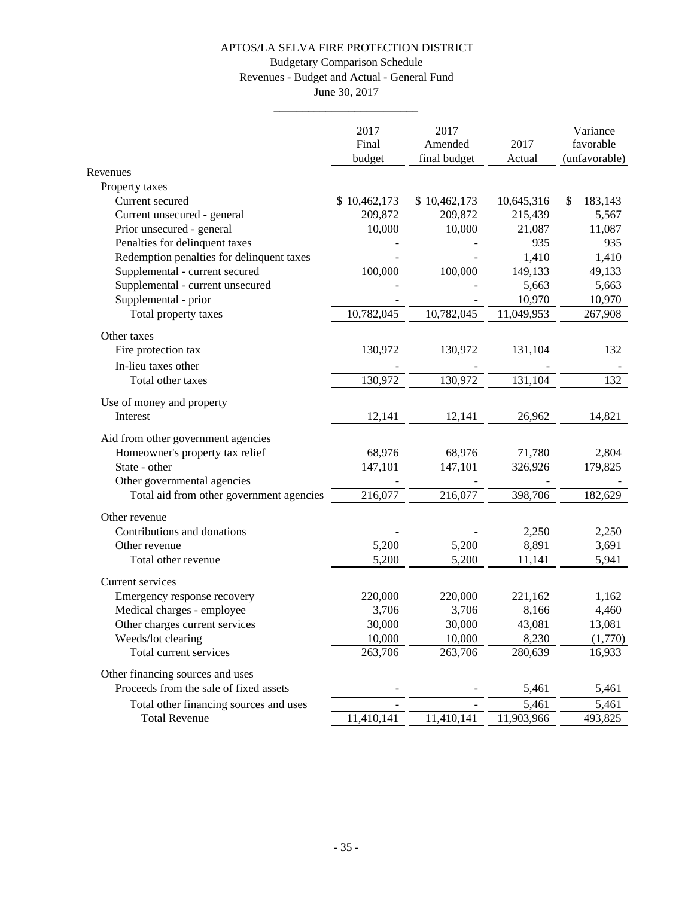# APTOS/LA SELVA FIRE PROTECTION DISTRICT

## Budgetary Comparison Schedule

### Revenues - Budget and Actual - General Fund

June 30, 2017

| | 2017 Final budget | 2017 Amended final budget | 2017 Actual | Variance favorable (unfavorable) |
|---|---|---|---|---|
| Revenues | | | | |
| Property taxes | | | | |
| Current secured | $ 10,462,173 | $ 10,462,173 | 10,645,316 | $ 183,143 |
| Current unsecured - general | 209,872 | 209,872 | 215,439 | 5,567 |
| Prior unsecured - general | 10,000 | 10,000 | 21,087 | 11,087 |
| Penalties for delinquent taxes | - | - | 935 | 935 |
| Redemption penalties for delinquent taxes | - | - | 1,410 | 1,410 |
| Supplemental - current secured | 100,000 | 100,000 | 149,133 | 49,133 |
| Supplemental - current unsecured | - | - | 5,663 | 5,663 |
| Supplemental - prior | - | - | 10,970 | 10,970 |
| Total property taxes | 10,782,045 | 10,782,045 | 11,049,953 | 267,908 |
| Other taxes | | | | |
| Fire protection tax | 130,972 | 130,972 | 131,104 | 132 |
| In-lieu taxes other | - | - | - | - |
| Total other taxes | 130,972 | 130,972 | 131,104 | 132 |
| Use of money and property | | | | |
| Interest | 12,141 | 12,141 | 26,962 | 14,821 |
| Aid from other government agencies | | | | |
| Homeowner's property tax relief | 68,976 | 68,976 | 71,780 | 2,804 |
| State - other | 147,101 | 147,101 | 326,926 | 179,825 |
| Other governmental agencies | - | - | - | - |
| Total aid from other government agencies | 216,077 | 216,077 | 398,706 | 182,629 |
| Other revenue | | | | |
| Contributions and donations | - | - | 2,250 | 2,250 |
| Other revenue | 5,200 | 5,200 | 8,891 | 3,691 |
| Total other revenue | 5,200 | 5,200 | 11,141 | 5,941 |
| Current services | | | | |
| Emergency response recovery | 220,000 | 220,000 | 221,162 | 1,162 |
| Medical charges - employee | 3,706 | 3,706 | 8,166 | 4,460 |
| Other charges current services | 30,000 | 30,000 | 43,081 | 13,081 |
| Weeds/lot clearing | 10,000 | 10,000 | 8,230 | (1,770) |
| Total current services | 263,706 | 263,706 | 280,639 | 16,933 |
| Other financing sources and uses | | | | |
| Proceeds from the sale of fixed assets | - | - | 5,461 | 5,461 |
| Total other financing sources and uses | - | - | 5,461 | 5,461 |
| Total Revenue | 11,410,141 | 11,410,141 | 11,903,966 | 493,825 |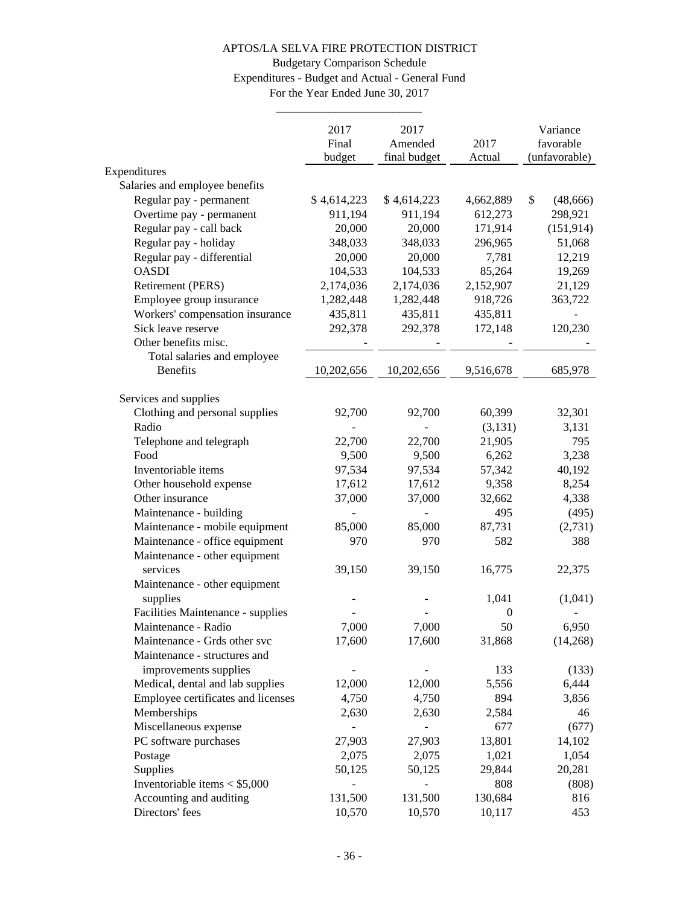APTOS/LA SELVA FIRE PROTECTION DISTRICT

Budgetary Comparison Schedule

Expenditures - Budget and Actual - General Fund

For the Year Ended June 30, 2017

| | 2017 Final budget | 2017 Amended final budget | 2017 Actual | Variance favorable (unfavorable) |
|---|---|---|---|---|
| Expenditures | | | | |
| Salaries and employee benefits | | | | |
| Regular pay - permanent | $ 4,614,223 | $ 4,614,223 | 4,662,889 | $ (48,666) |
| Overtime pay - permanent | 911,194 | 911,194 | 612,273 | 298,921 |
| Regular pay - call back | 20,000 | 20,000 | 171,914 | (151,914) |
| Regular pay - holiday | 348,033 | 348,033 | 296,965 | 51,068 |
| Regular pay - differential | 20,000 | 20,000 | 7,781 | 12,219 |
| OASDI | 104,533 | 104,533 | 85,264 | 19,269 |
| Retirement (PERS) | 2,174,036 | 2,174,036 | 2,152,907 | 21,129 |
| Employee group insurance | 1,282,448 | 1,282,448 | 918,726 | 363,722 |
| Workers' compensation insurance | 435,811 | 435,811 | 435,811 | - |
| Sick leave reserve | 292,378 | 292,378 | 172,148 | 120,230 |
| Other benefits misc. | - | - | - | - |
| Total salaries and employee Benefits | 10,202,656 | 10,202,656 | 9,516,678 | 685,978 |
| Services and supplies | | | | |
| Clothing and personal supplies | 92,700 | 92,700 | 60,399 | 32,301 |
| Radio | - | - | (3,131) | 3,131 |
| Telephone and telegraph | 22,700 | 22,700 | 21,905 | 795 |
| Food | 9,500 | 9,500 | 6,262 | 3,238 |
| Inventoriable items | 97,534 | 97,534 | 57,342 | 40,192 |
| Other household expense | 17,612 | 17,612 | 9,358 | 8,254 |
| Other insurance | 37,000 | 37,000 | 32,662 | 4,338 |
| Maintenance - building | - | - | 495 | (495) |
| Maintenance - mobile equipment | 85,000 | 85,000 | 87,731 | (2,731) |
| Maintenance - office equipment | 970 | 970 | 582 | 388 |
| Maintenance - other equipment services | 39,150 | 39,150 | 16,775 | 22,375 |
| Maintenance - other equipment supplies | - | - | 1,041 | (1,041) |
| Facilities Maintenance - supplies | - | - | 0 | - |
| Maintenance - Radio | 7,000 | 7,000 | 50 | 6,950 |
| Maintenance - Grds other svc | 17,600 | 17,600 | 31,868 | (14,268) |
| Maintenance - structures and improvements supplies | - | - | 133 | (133) |
| Medical, dental and lab supplies | 12,000 | 12,000 | 5,556 | 6,444 |
| Employee certificates and licenses | 4,750 | 4,750 | 894 | 3,856 |
| Memberships | 2,630 | 2,630 | 2,584 | 46 |
| Miscellaneous expense | - | - | 677 | (677) |
| PC software purchases | 27,903 | 27,903 | 13,801 | 14,102 |
| Postage | 2,075 | 2,075 | 1,021 | 1,054 |
| Supplies | 50,125 | 50,125 | 29,844 | 20,281 |
| Inventoriable items < $5,000 | - | - | 808 | (808) |
| Accounting and auditing | 131,500 | 131,500 | 130,684 | 816 |
| Directors' fees | 10,570 | 10,570 | 10,117 | 453 |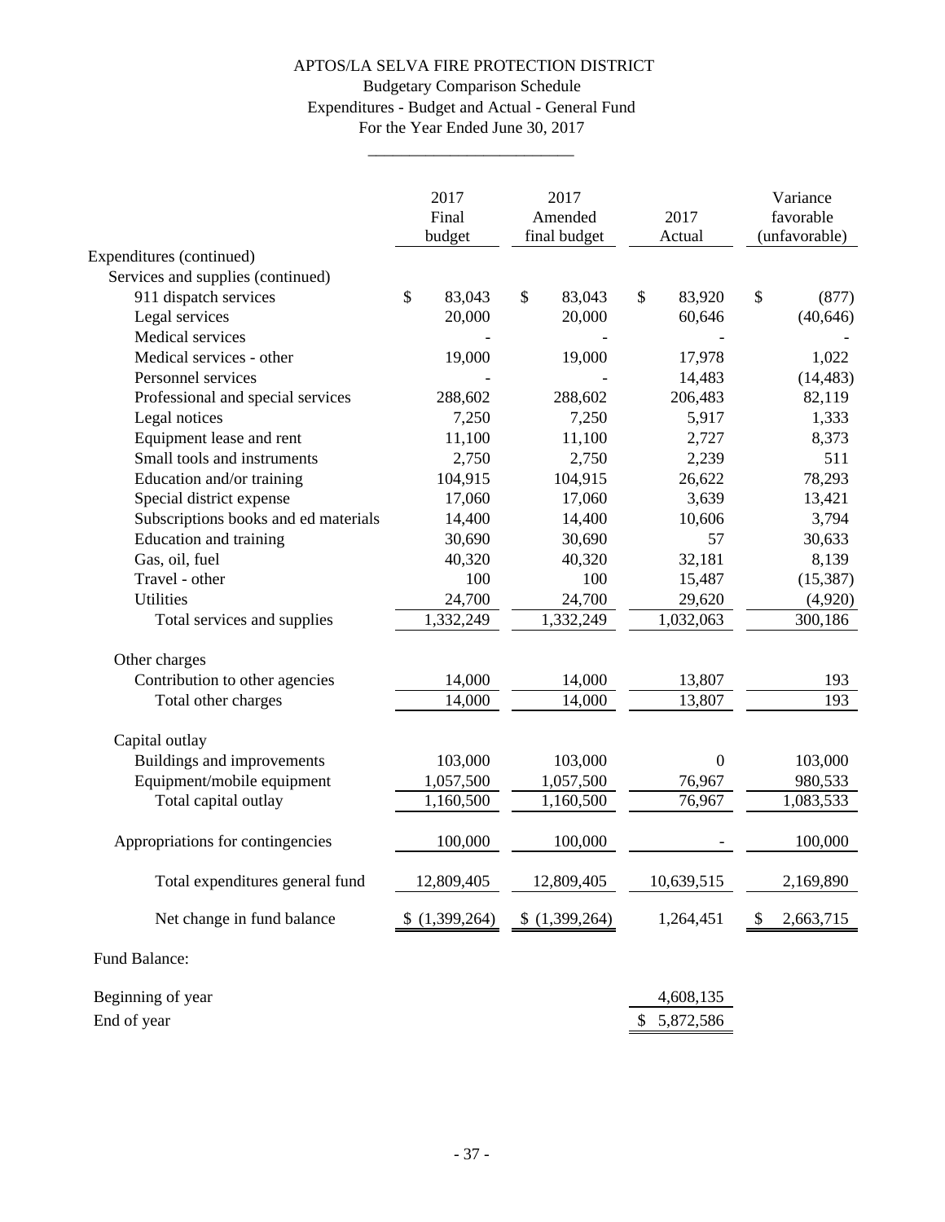# APTOS/LA SELVA FIRE PROTECTION DISTRICT

## Budgetary Comparison Schedule
## Expenditures - Budget and Actual - General Fund
## For the Year Ended June 30, 2017

| | 2017 Final budget | 2017 Amended final budget | 2017 Actual | Variance favorable (unfavorable) |
|---|---|---|---|---|
| Expenditures (continued) | | | | |
| Services and supplies (continued) | | | | |
| 911 dispatch services | $ 83,043 | $ 83,043 | $ 83,920 | $ (877) |
| Legal services | 20,000 | 20,000 | 60,646 | (40,646) |
| Medical services | - | - | - | - |
| Medical services - other | 19,000 | 19,000 | 17,978 | 1,022 |
| Personnel services | - | - | 14,483 | (14,483) |
| Professional and special services | 288,602 | 288,602 | 206,483 | 82,119 |
| Legal notices | 7,250 | 7,250 | 5,917 | 1,333 |
| Equipment lease and rent | 11,100 | 11,100 | 2,727 | 8,373 |
| Small tools and instruments | 2,750 | 2,750 | 2,239 | 511 |
| Education and/or training | 104,915 | 104,915 | 26,622 | 78,293 |
| Special district expense | 17,060 | 17,060 | 3,639 | 13,421 |
| Subscriptions books and ed materials | 14,400 | 14,400 | 10,606 | 3,794 |
| Education and training | 30,690 | 30,690 | 57 | 30,633 |
| Gas, oil, fuel | 40,320 | 40,320 | 32,181 | 8,139 |
| Travel - other | 100 | 100 | 15,487 | (15,387) |
| Utilities | 24,700 | 24,700 | 29,620 | (4,920) |
| Total services and supplies | 1,332,249 | 1,332,249 | 1,032,063 | 300,186 |
| Other charges | | | | |
| Contribution to other agencies | 14,000 | 14,000 | 13,807 | 193 |
| Total other charges | 14,000 | 14,000 | 13,807 | 193 |
| Capital outlay | | | | |
| Buildings and improvements | 103,000 | 103,000 | 0 | 103,000 |
| Equipment/mobile equipment | 1,057,500 | 1,057,500 | 76,967 | 980,533 |
| Total capital outlay | 1,160,500 | 1,160,500 | 76,967 | 1,083,533 |
| Appropriations for contingencies | 100,000 | 100,000 | - | 100,000 |
| Total expenditures general fund | 12,809,405 | 12,809,405 | 10,639,515 | 2,169,890 |
| Net change in fund balance | $ (1,399,264) | $ (1,399,264) | 1,264,451 | $ 2,663,715 |
| Fund Balance: | | | | |
| Beginning of year | | | 4,608,135 | |
| End of year | | | $ 5,872,586 | |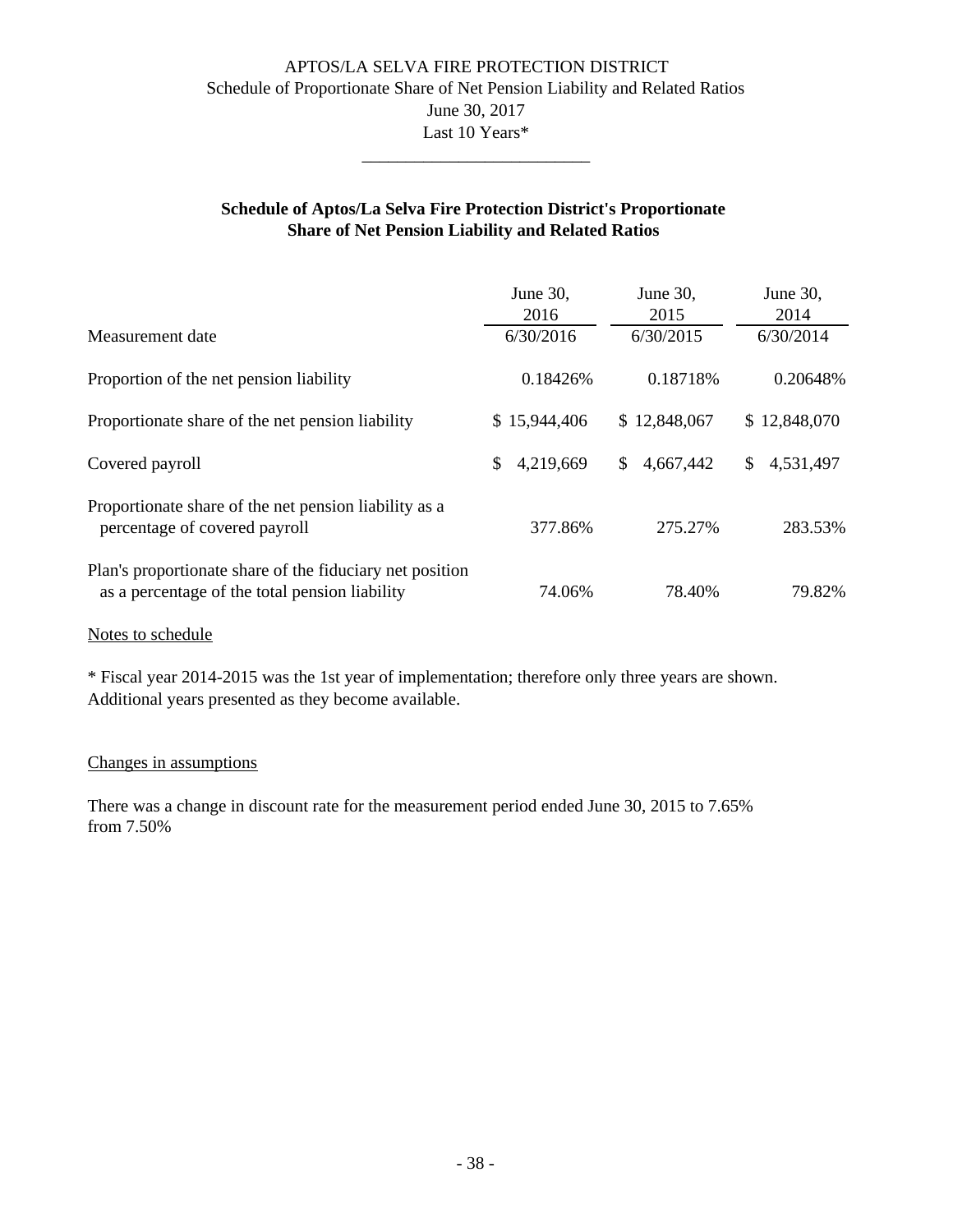APTOS/LA SELVA FIRE PROTECTION DISTRICT
Schedule of Proportionate Share of Net Pension Liability and Related Ratios
June 30, 2017
Last 10 Years*

## Schedule of Aptos/La Selva Fire Protection District's Proportionate Share of Net Pension Liability and Related Ratios

| | June 30, 2016 | June 30, 2015 | June 30, 2014 |
|---|---|---|---|
| Measurement date | 6/30/2016 | 6/30/2015 | 6/30/2014 |
| Proportion of the net pension liability | 0.18426% | 0.18718% | 0.20648% |
| Proportionate share of the net pension liability | $ 15,944,406 | $ 12,848,067 | $ 12,848,070 |
| Covered payroll | $ 4,219,669 | $ 4,667,442 | $ 4,531,497 |
| Proportionate share of the net pension liability as a percentage of covered payroll | 377.86% | 275.27% | 283.53% |
| Plan's proportionate share of the fiduciary net position as a percentage of the total pension liability | 74.06% | 78.40% | 79.82% |

Notes to schedule

* Fiscal year 2014-2015 was the 1st year of implementation; therefore only three years are shown. Additional years presented as they become available.

Changes in assumptions

There was a change in discount rate for the measurement period ended June 30, 2015 to 7.65% from 7.50%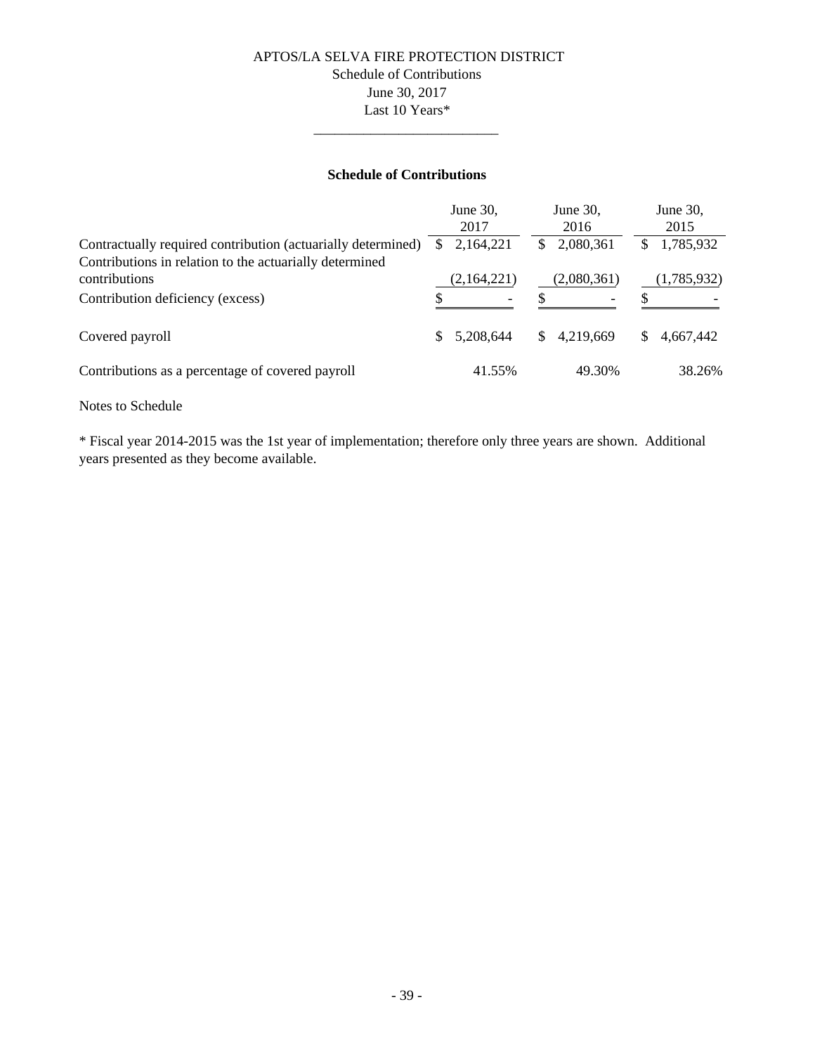# APTOS/LA SELVA FIRE PROTECTION DISTRICT

Schedule of Contributions
June 30, 2017
Last 10 Years*

## Schedule of Contributions

| | June 30, 2017 | June 30, 2016 | June 30, 2015 |
|---|---|---|---|
| Contractually required contribution (actuarially determined) | $ 2,164,221 | $ 2,080,361 | $ 1,785,932 |
| Contributions in relation to the actuarially determined contributions | (2,164,221) | (2,080,361) | (1,785,932) |
| Contribution deficiency (excess) | $ - | $ - | $ - |
| Covered payroll | $ 5,208,644 | $ 4,219,669 | $ 4,667,442 |
| Contributions as a percentage of covered payroll | 41.55% | 49.30% | 38.26% |

Notes to Schedule

* Fiscal year 2014-2015 was the 1st year of implementation; therefore only three years are shown. Additional years presented as they become available.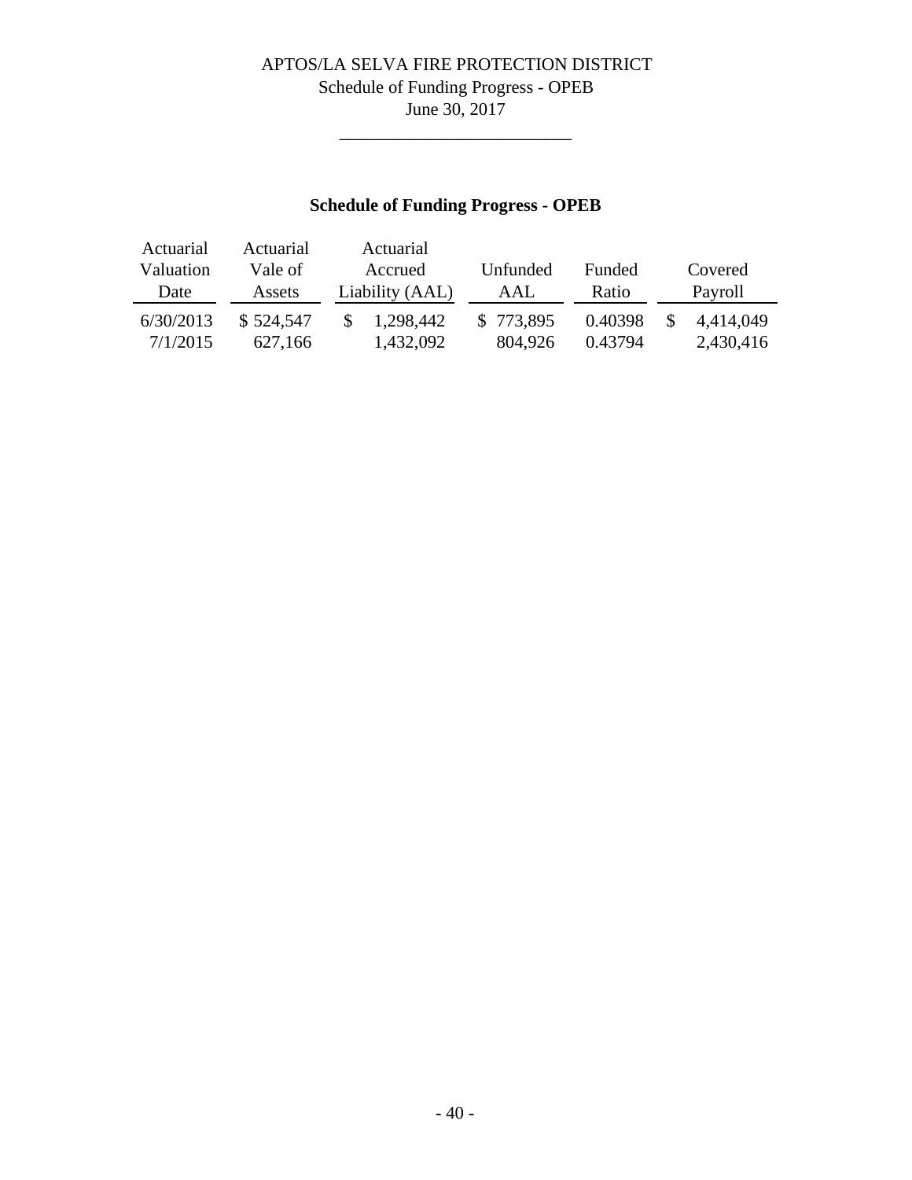# APTOS/LA SELVA FIRE PROTECTION DISTRICT
## Schedule of Funding Progress - OPEB
## June 30, 2017

### Schedule of Funding Progress - OPEB

| Actuarial Valuation Date | Actuarial Vale of Assets | Actuarial Accrued Liability (AAL) | Unfunded AAL | Funded Ratio | Covered Payroll |
|---|---|---|---|---|---|
| 6/30/2013 | $ 524,547 | $ 1,298,442 | $ 773,895 | 0.40398 | $ 4,414,049 |
| 7/1/2015 | 627,166 | 1,432,092 | 804,926 | 0.43794 | 2,430,416 |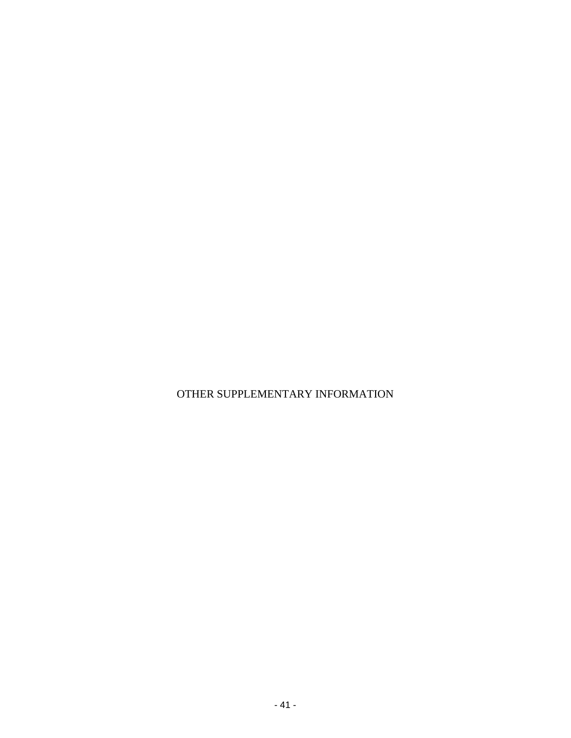# OTHER SUPPLEMENTARY INFORMATION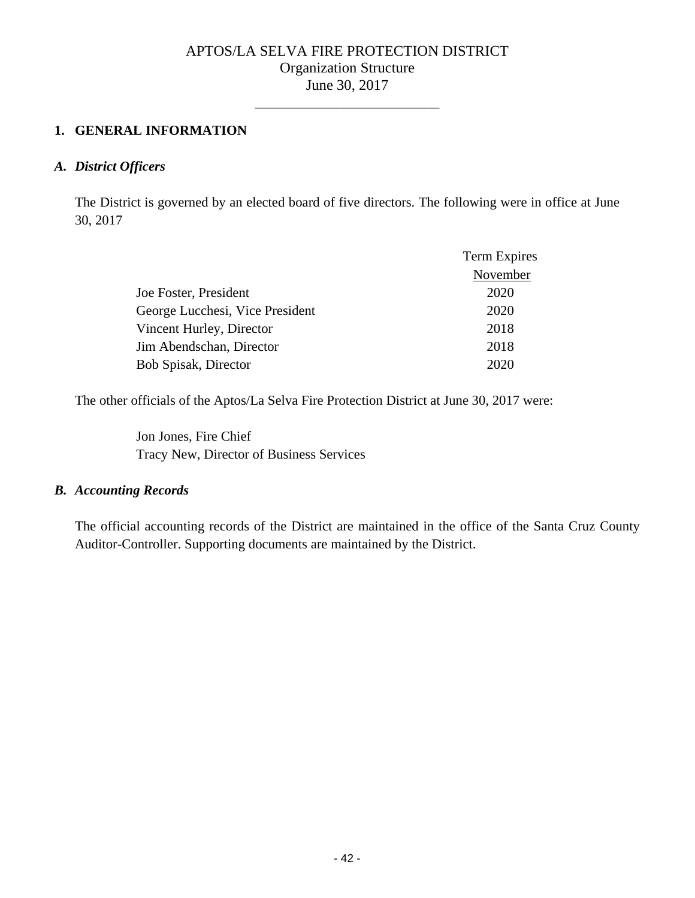# APTOS/LA SELVA FIRE PROTECTION DISTRICT
## Organization Structure
## June 30, 2017

---

## 1. GENERAL INFORMATION

### *A. District Officers*

The District is governed by an elected board of five directors. The following were in office at June 30, 2017

| | Term Expires November |
|---|---|
| Joe Foster, President | 2020 |
| George Lucchesi, Vice President | 2020 |
| Vincent Hurley, Director | 2018 |
| Jim Abendschan, Director | 2018 |
| Bob Spisak, Director | 2020 |

The other officials of the Aptos/La Selva Fire Protection District at June 30, 2017 were:

Jon Jones, Fire Chief
Tracy New, Director of Business Services

### *B. Accounting Records*

The official accounting records of the District are maintained in the office of the Santa Cruz County Auditor-Controller. Supporting documents are maintained by the District.